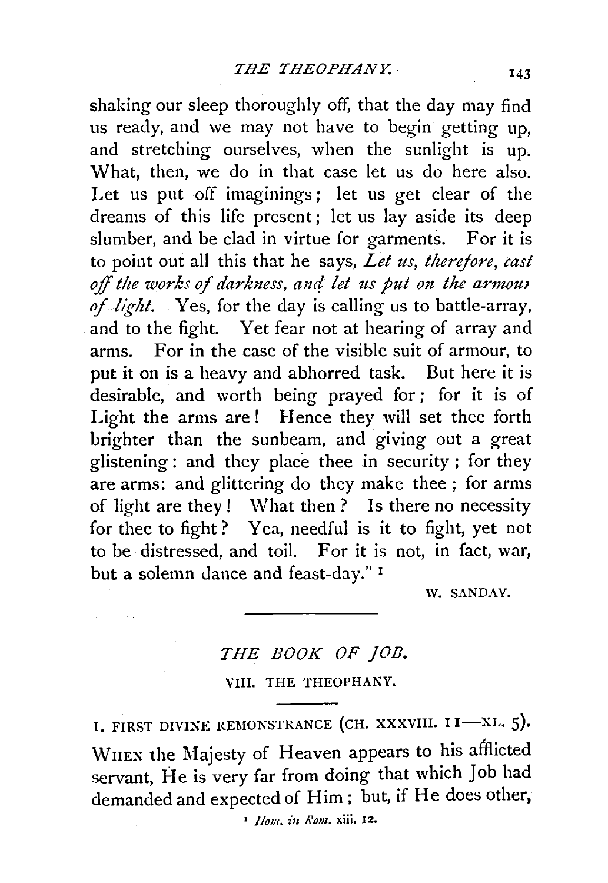shaking our sleep thoroughly off, that the day may find us ready, and we may not have to begin getting up, and stretching ourselves, when the sunlight is up. What, then, we do in that case let us do here also. Let us put off imaginings; let us get clear of the dreams of this life present; let us lay aside its deep slumber, and be clad in virtue for garments. For it is to point out all this that he says, *Let us, therefore, cast off the works of darkness, and let us put on the armour of light.* Yes, for the day is calling us to battle-array, and to the fight. Yet fear not at hearing of array and arms. For in the case of the visible suit of armour, to put it on is a heavy and abhorred task. But here it is desirable, and worth being prayed for; for it is of Light the arms are! Hence they will set thee forth brighter than the sunbeam, and giving out a great glistening: and they place thee in security; for they are arms: and glittering do they make thee; for arms of light are they! What then? Is there no necessity for thee to fight? Yea, needful is it to fight, yet not to be distressed, and toil. For it is not, in fact, war, but a solemn dance and feast-day." [1]

W. SANDAY.

---

## *THE BOOK OF JOB.*

### VIII. THE THEOPHANY.

I. FIRST DIVINE REMONSTRANCE (CH. XXXVIII. 11—XL. 5).

WHEN the Majesty of Heaven appears to his afflicted servant, He is very far from doing that which Job had demanded and expected of Him; but, if He does other,

[1] *Hom. in Rom.* xiii. 12.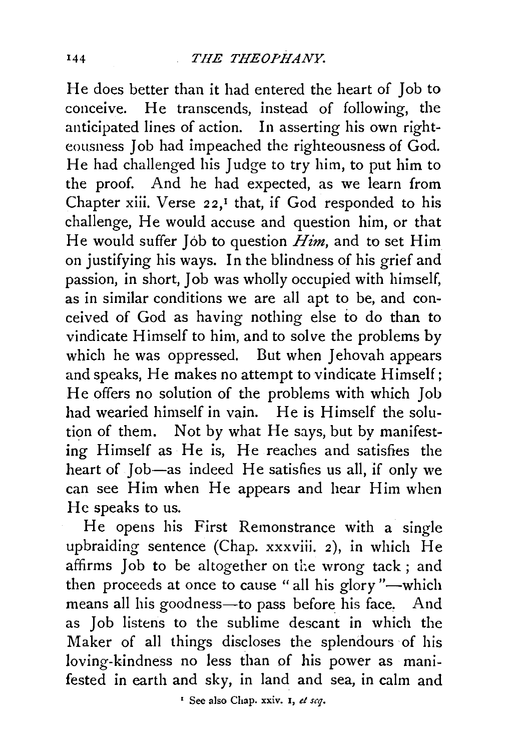He does better than it had entered the heart of Job to conceive. He transcends, instead of following, the anticipated lines of action. In asserting his own righteousness Job had impeached the righteousness of God. He had challenged his Judge to try him, to put him to the proof. And he had expected, as we learn from Chapter xiii. Verse 22,[1] that, if God responded to his challenge, He would accuse and question him, or that He would suffer Job to question *Him*, and to set Him on justifying his ways. In the blindness of his grief and passion, in short, Job was wholly occupied with himself, as in similar conditions we are all apt to be, and conceived of God as having nothing else to do than to vindicate Himself to him, and to solve the problems by which he was oppressed. But when Jehovah appears and speaks, He makes no attempt to vindicate Himself; He offers no solution of the problems with which Job had wearied himself in vain. He is Himself the solution of them. Not by what He says, but by manifesting Himself as He is, He reaches and satisfies the heart of Job—as indeed He satisfies us all, if only we can see Him when He appears and hear Him when He speaks to us.

He opens his First Remonstrance with a single upbraiding sentence (Chap. xxxviii. 2), in which He affirms Job to be altogether on the wrong tack; and then proceeds at once to cause "all his glory"—which means all his goodness—to pass before his face. And as Job listens to the sublime descant in which the Maker of all things discloses the splendours of his loving-kindness no less than of his power as manifested in earth and sky, in land and sea, in calm and

[1] See also Chap. xxiv. 1, *et seq.*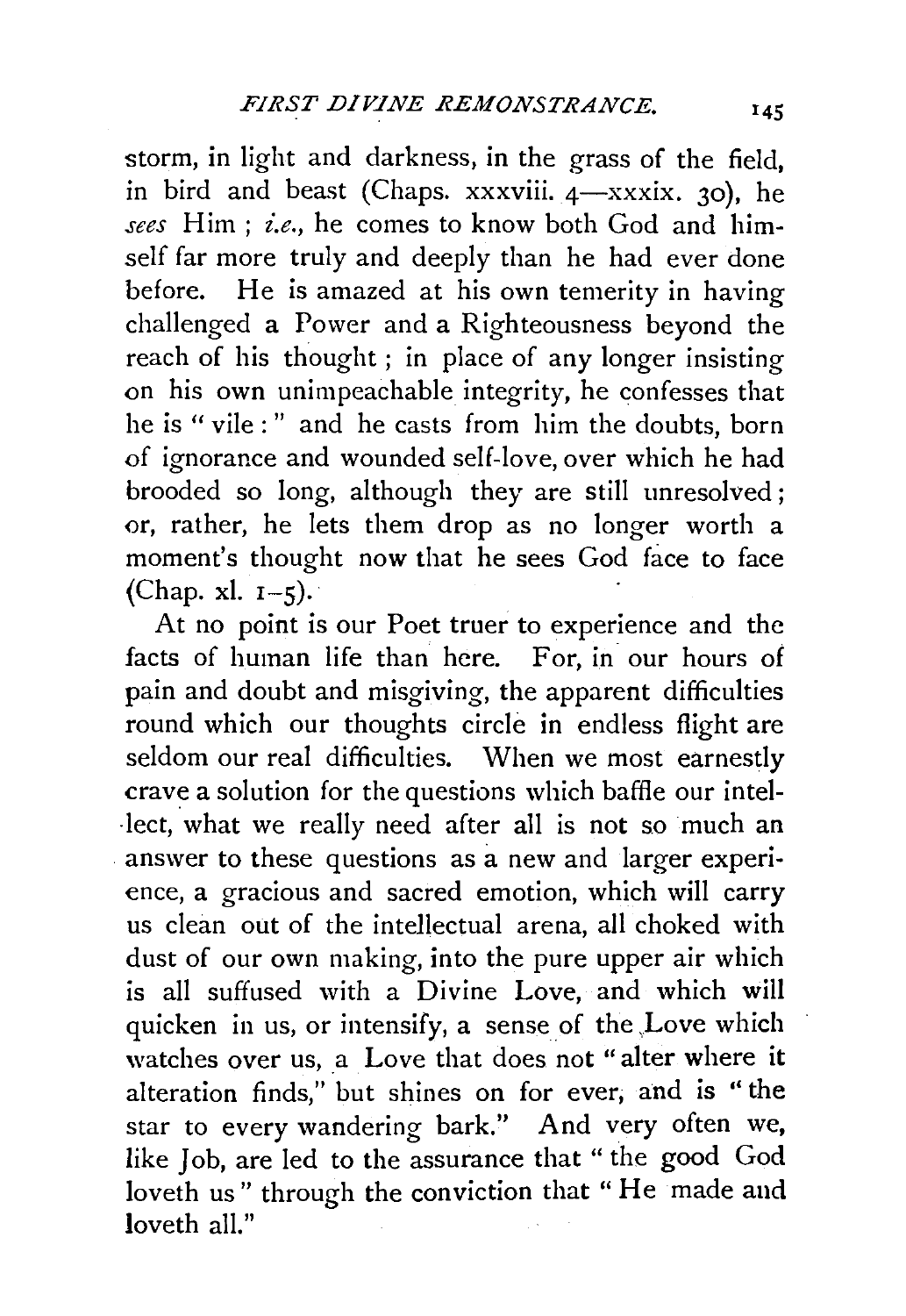storm, in light and darkness, in the grass of the field, in bird and beast (Chaps. xxxviii. 4—xxxix. 30), he *sees* Him; *i.e.*, he comes to know both God and himself far more truly and deeply than he had ever done before. He is amazed at his own temerity in having challenged a Power and a Righteousness beyond the reach of his thought; in place of any longer insisting on his own unimpeachable integrity, he confesses that he is "vile:" and he casts from him the doubts, born of ignorance and wounded self-love, over which he had brooded so long, although they are still unresolved; or, rather, he lets them drop as no longer worth a moment's thought now that he sees God face to face (Chap. xl. 1–5).

At no point is our Poet truer to experience and the facts of human life than here. For, in our hours of pain and doubt and misgiving, the apparent difficulties round which our thoughts circle in endless flight are seldom our real difficulties. When we most earnestly crave a solution for the questions which baffle our intellect, what we really need after all is not so much an answer to these questions as a new and larger experience, a gracious and sacred emotion, which will carry us clean out of the intellectual arena, all choked with dust of our own making, into the pure upper air which is all suffused with a Divine Love, and which will quicken in us, or intensify, a sense of the Love which watches over us, a Love that does not "alter where it alteration finds," but shines on for ever, and is "the star to every wandering bark." And very often we, like Job, are led to the assurance that "the good God loveth us" through the conviction that "He made and loveth all."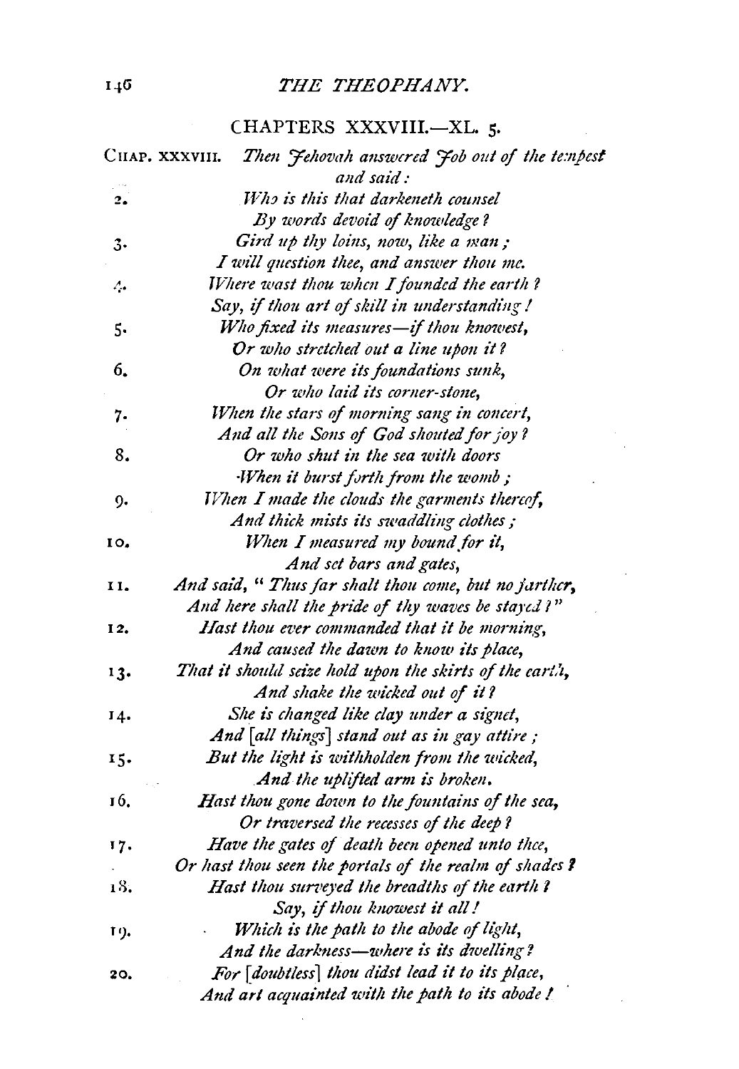## CHAPTERS XXXVIII.—XL. 5.

CHAP. XXXVIII. *Then Jehovah answered Job out of the tempest*
*and said:*

2. *Who is this that darkeneth counsel*
*By words devoid of knowledge?*

3. *Gird up thy loins, now, like a man;*
*I will question thee, and answer thou me.*

4. *Where wast thou when I founded the earth?*
*Say, if thou art of skill in understanding!*

5. *Who fixed its measures—if thou knowest,*
*Or who stretched out a line upon it?*

6. *On what were its foundations sunk,*
*Or who laid its corner-stone,*

7. *When the stars of morning sang in concert,*
*And all the Sons of God shouted for joy?*

8. *Or who shut in the sea with doors*
*When it burst forth from the womb;*

9. *When I made the clouds the garments thereof,*
*And thick mists its swaddling clothes;*

10. *When I measured my bound for it,*
*And set bars and gates,*

11. *And said, "Thus far shalt thou come, but no farther,*
*And here shall the pride of thy waves be stayed?"*

12. *Hast thou ever commanded that it be morning,*
*And caused the dawn to know its place,*

13. *That it should seize hold upon the skirts of the earth,*
*And shake the wicked out of it?*

14. *She is changed like clay under a signet,*
*And [all things] stand out as in gay attire;*

15. *But the light is withholden from the wicked,*
*And the uplifted arm is broken.*

16. *Hast thou gone down to the fountains of the sea,*
*Or traversed the recesses of the deep?*

17. *Have the gates of death been opened unto thee,*
*Or hast thou seen the portals of the realm of shades?*

18. *Hast thou surveyed the breadths of the earth?*
*Say, if thou knowest it all!*

19. *Which is the path to the abode of light,*
*And the darkness—where is its dwelling?*

20. *For [doubtless] thou didst lead it to its place,*
*And art acquainted with the path to its abode!*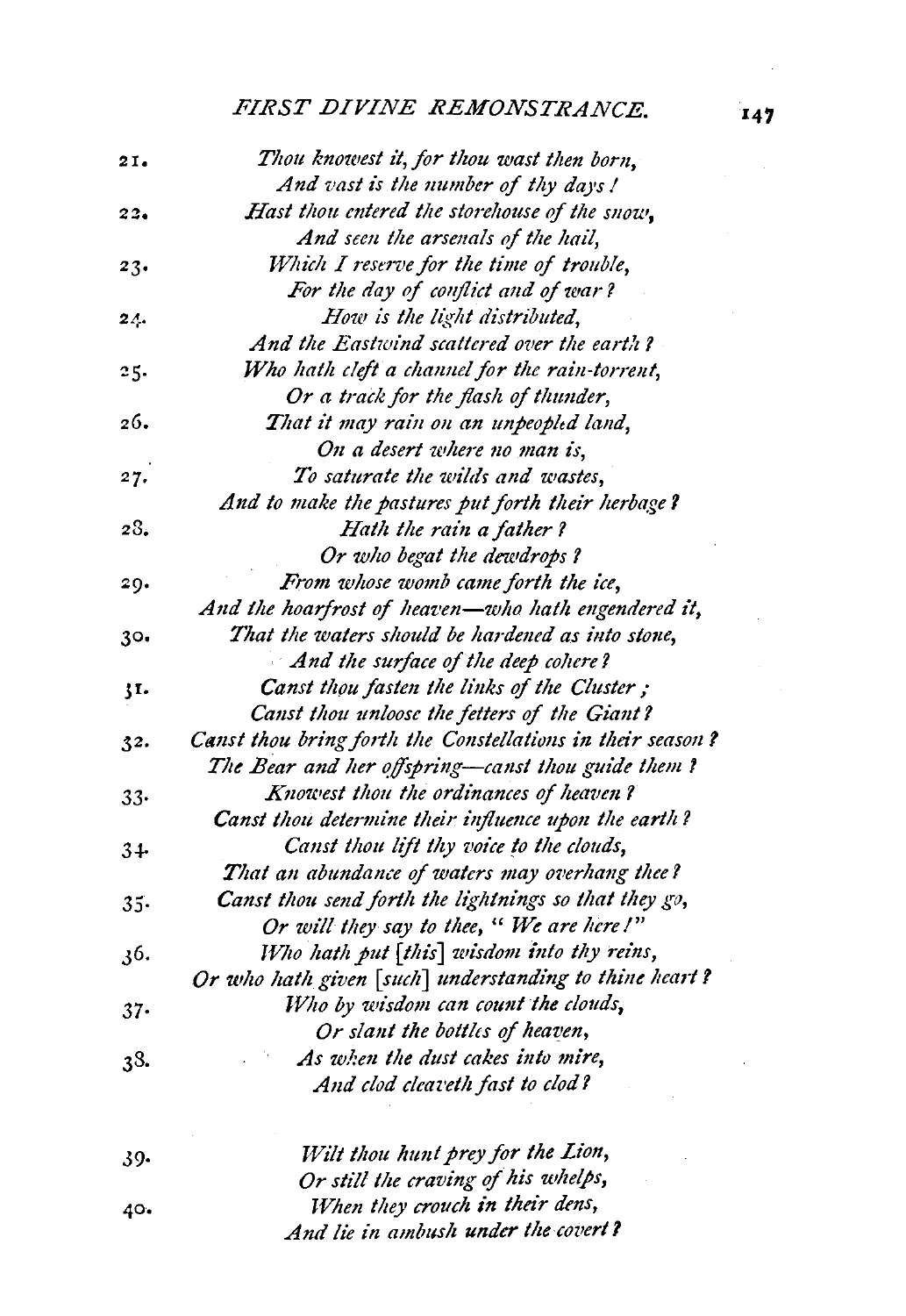21. *Thou knowest it, for thou wast then born,*
*And vast is the number of thy days!*

22. *Hast thou entered the storehouse of the snow,*
*And seen the arsenals of the hail,*

23. *Which I reserve for the time of trouble,*
*For the day of conflict and of war?*

24. *How is the light distributed,*
*And the Eastwind scattered over the earth?*

25. *Who hath cleft a channel for the rain-torrent,*
*Or a track for the flash of thunder,*

26. *That it may rain on an unpeopled land,*
*On a desert where no man is,*

27. *To saturate the wilds and wastes,*
*And to make the pastures put forth their herbage?*

28. *Hath the rain a father?*
*Or who begat the dewdrops?*

29. *From whose womb came forth the ice,*
*And the hoarfrost of heaven—who hath engendered it,*

30. *That the waters should be hardened as into stone,*
*And the surface of the deep cohere?*

31. *Canst thou fasten the links of the Cluster;*
*Canst thou unloose the fetters of the Giant?*

32. *Canst thou bring forth the Constellations in their season?*
*The Bear and her offspring—canst thou guide them?*

33. *Knowest thou the ordinances of heaven?*
*Canst thou determine their influence upon the earth?*

34. *Canst thou lift thy voice to the clouds,*
*That an abundance of waters may overhang thee?*

35. *Canst thou send forth the lightnings so that they go,*
*Or will they say to thee, "We are here!"*

36. *Who hath put [this] wisdom into thy reins,*
*Or who hath given [such] understanding to thine heart?*

37. *Who by wisdom can count the clouds,*
*Or slant the bottles of heaven,*

38. *As when the dust cakes into mire,*
*And clod cleaveth fast to clod?*

39. *Wilt thou hunt prey for the Lion,*
*Or still the craving of his whelps,*

40. *When they crouch in their dens,*
*And lie in ambush under the covert?*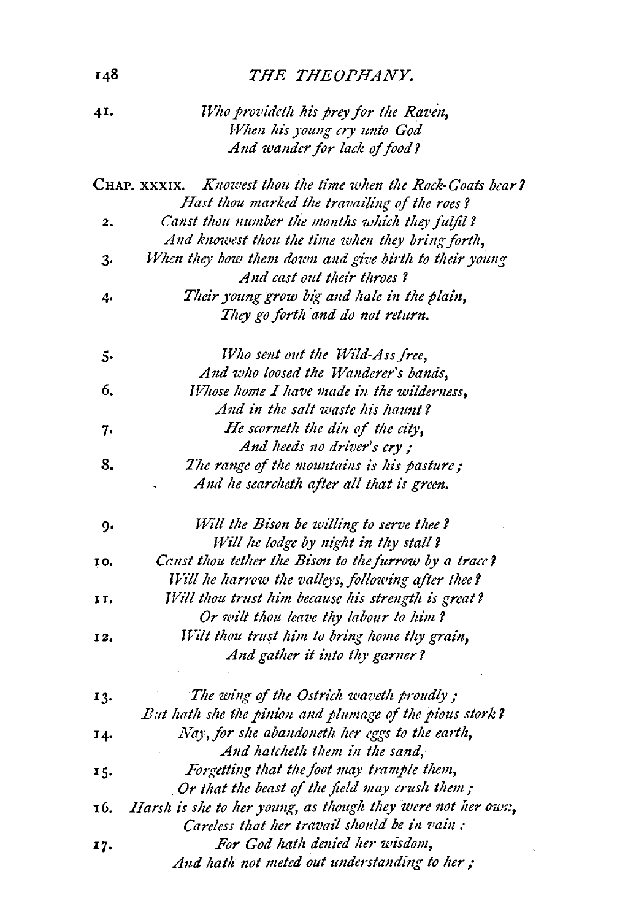41. *Who provideth his prey for the Raven,*
*When his young cry unto God*
*And wander for lack of food?*

CHAP. XXXIX. *Knowest thou the time when the Rock-Goats bear?*
*Hast thou marked the travailing of the roes?*

2. *Canst thou number the months which they fulfil?*
*And knowest thou the time when they bring forth,*

3. *When they bow them down and give birth to their young*
*And cast out their throes?*

4. *Their young grow big and hale in the plain,*
*They go forth and do not return.*

5. *Who sent out the Wild-Ass free,*
*And who loosed the Wanderer's bands,*

6. *Whose home I have made in the wilderness,*
*And in the salt waste his haunt?*

7. *He scorneth the din of the city,*
*And heeds no driver's cry;*

8. *The range of the mountains is his pasture;*
*And he searcheth after all that is green.*

9. *Will the Bison be willing to serve thee?*
*Will he lodge by night in thy stall?*

10. *Canst thou tether the Bison to the furrow by a trace?*
*Will he harrow the valleys, following after thee?*

11. *Will thou trust him because his strength is great?*
*Or wilt thou leave thy labour to him?*

12. *Wilt thou trust him to bring home thy grain,*
*And gather it into thy garner?*

13. *The wing of the Ostrich waveth proudly;*
*But hath she the pinion and plumage of the pious stork?*

14. *Nay, for she abandoneth her eggs to the earth,*
*And hatcheth them in the sand,*

15. *Forgetting that the foot may trample them,*
*Or that the beast of the field may crush them;*

16. *Harsh is she to her young, as though they were not her own,*
*Careless that her travail should be in vain:*

17. *For God hath denied her wisdom,*
*And hath not meted out understanding to her;*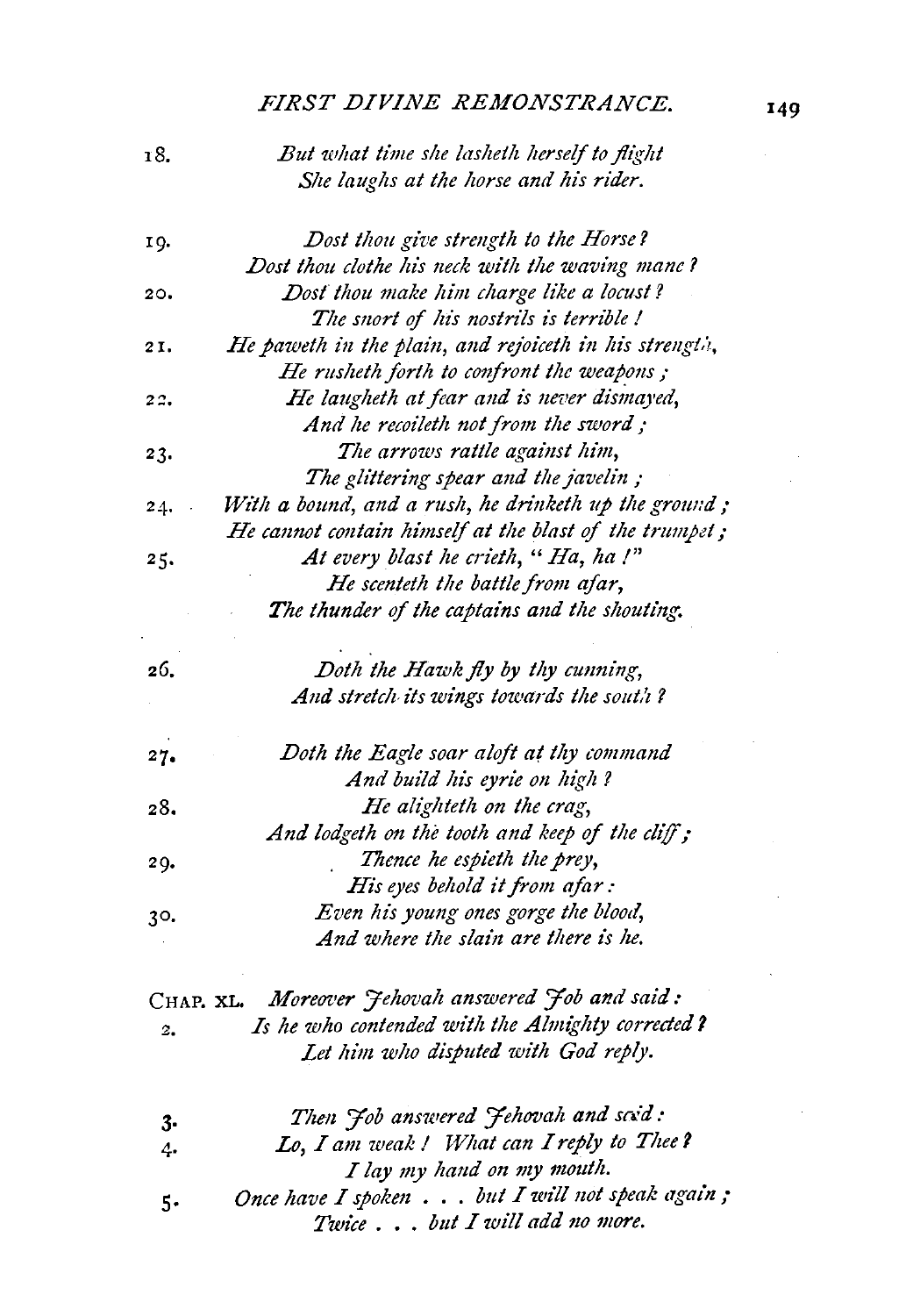18. *But what time she lasheth herself to flight*
*She laughs at the horse and his rider.*

19. *Dost thou give strength to the Horse?*
*Dost thou clothe his neck with the waving mane?*

20. *Dost thou make him charge like a locust?*
*The snort of his nostrils is terrible!*

21. *He paweth in the plain, and rejoiceth in his strength,*
*He rusheth forth to confront the weapons;*

22. *He laugheth at fear and is never dismayed,*
*And he recoileth not from the sword;*

23. *The arrows rattle against him,*
*The glittering spear and the javelin;*

24. *With a bound, and a rush, he drinketh up the ground;*
*He cannot contain himself at the blast of the trumpet;*

25. *At every blast he crieth, "Ha, ha!"*
*He scenteth the battle from afar,*
*The thunder of the captains and the shouting.*

26. *Doth the Hawk fly by thy cunning,*
*And stretch its wings towards the south?*

27. *Doth the Eagle soar aloft at thy command*
*And build his eyrie on high?*

28. *He alighteth on the crag,*
*And lodgeth on the tooth and keep of the cliff;*

29. *Thence he espieth the prey,*
*His eyes behold it from afar:*

30. *Even his young ones gorge the blood,*
*And where the slain are there is he.*

CHAP. XL. *Moreover Jehovah answered Job and said:*

2. *Is he who contended with the Almighty corrected?*
*Let him who disputed with God reply.*

3. *Then Job answered Jehovah and said:*

4. *Lo, I am weak! What can I reply to Thee?*
*I lay my hand on my mouth.*

5. *Once have I spoken . . . but I will not speak again;*
*Twice . . . but I will add no more.*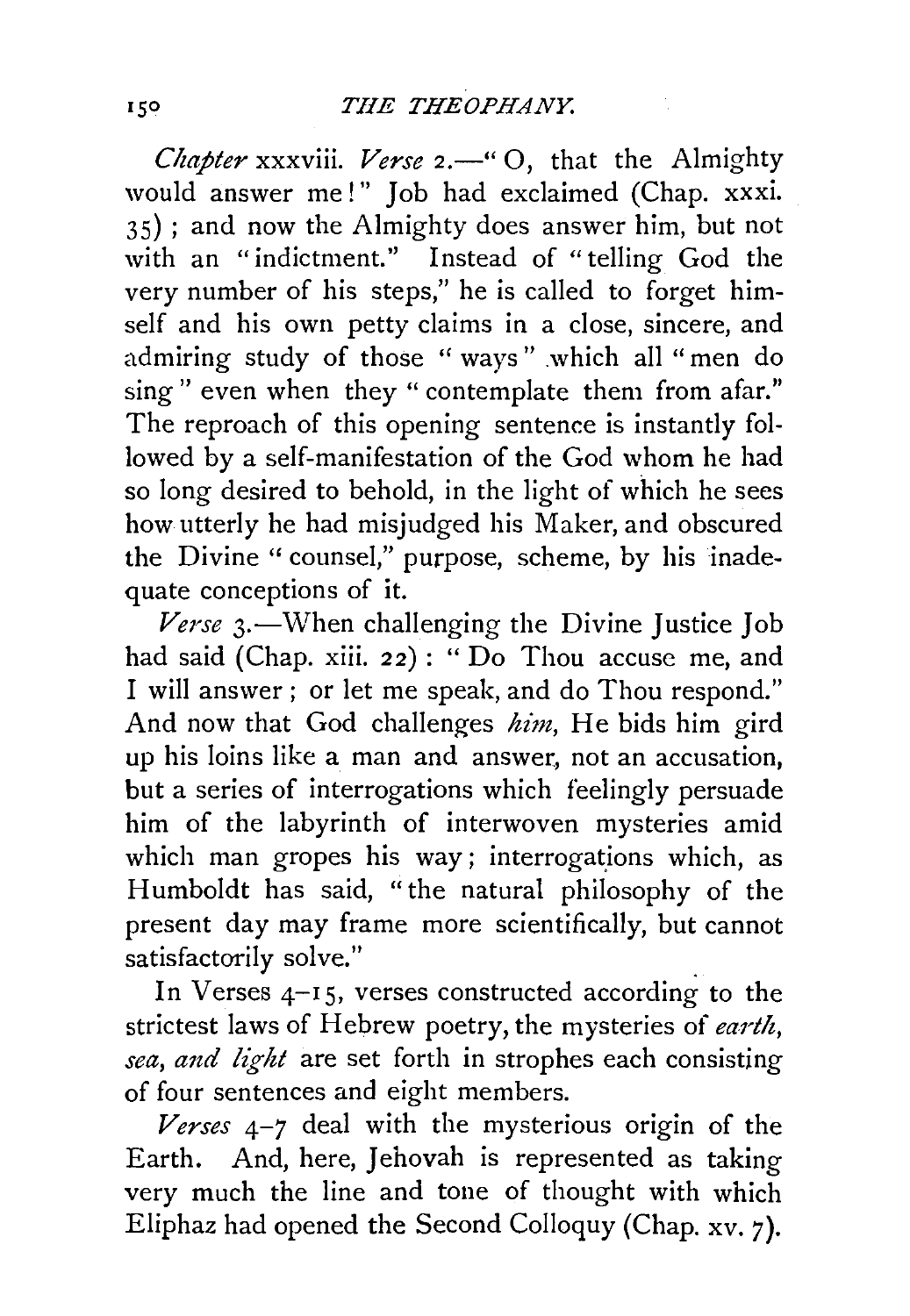*Chapter* xxxviii. *Verse* 2.—"O, that the Almighty would answer me!" Job had exclaimed (Chap. xxxi. 35); and now the Almighty does answer him, but not with an "indictment." Instead of "telling God the very number of his steps," he is called to forget himself and his own petty claims in a close, sincere, and admiring study of those "ways" which all "men do sing" even when they "contemplate them from afar." The reproach of this opening sentence is instantly followed by a self-manifestation of the God whom he had so long desired to behold, in the light of which he sees how utterly he had misjudged his Maker, and obscured the Divine "counsel," purpose, scheme, by his inadequate conceptions of it.

*Verse* 3.—When challenging the Divine Justice Job had said (Chap. xiii. 22): "Do Thou accuse me, and I will answer; or let me speak, and do Thou respond." And now that God challenges *him*, He bids him gird up his loins like a man and answer, not an accusation, but a series of interrogations which feelingly persuade him of the labyrinth of interwoven mysteries amid which man gropes his way; interrogations which, as Humboldt has said, "the natural philosophy of the present day may frame more scientifically, but cannot satisfactorily solve."

In Verses 4–15, verses constructed according to the strictest laws of Hebrew poetry, the mysteries of *earth, sea, and light* are set forth in strophes each consisting of four sentences and eight members.

*Verses* 4–7 deal with the mysterious origin of the Earth. And, here, Jehovah is represented as taking very much the line and tone of thought with which Eliphaz had opened the Second Colloquy (Chap. xv. 7).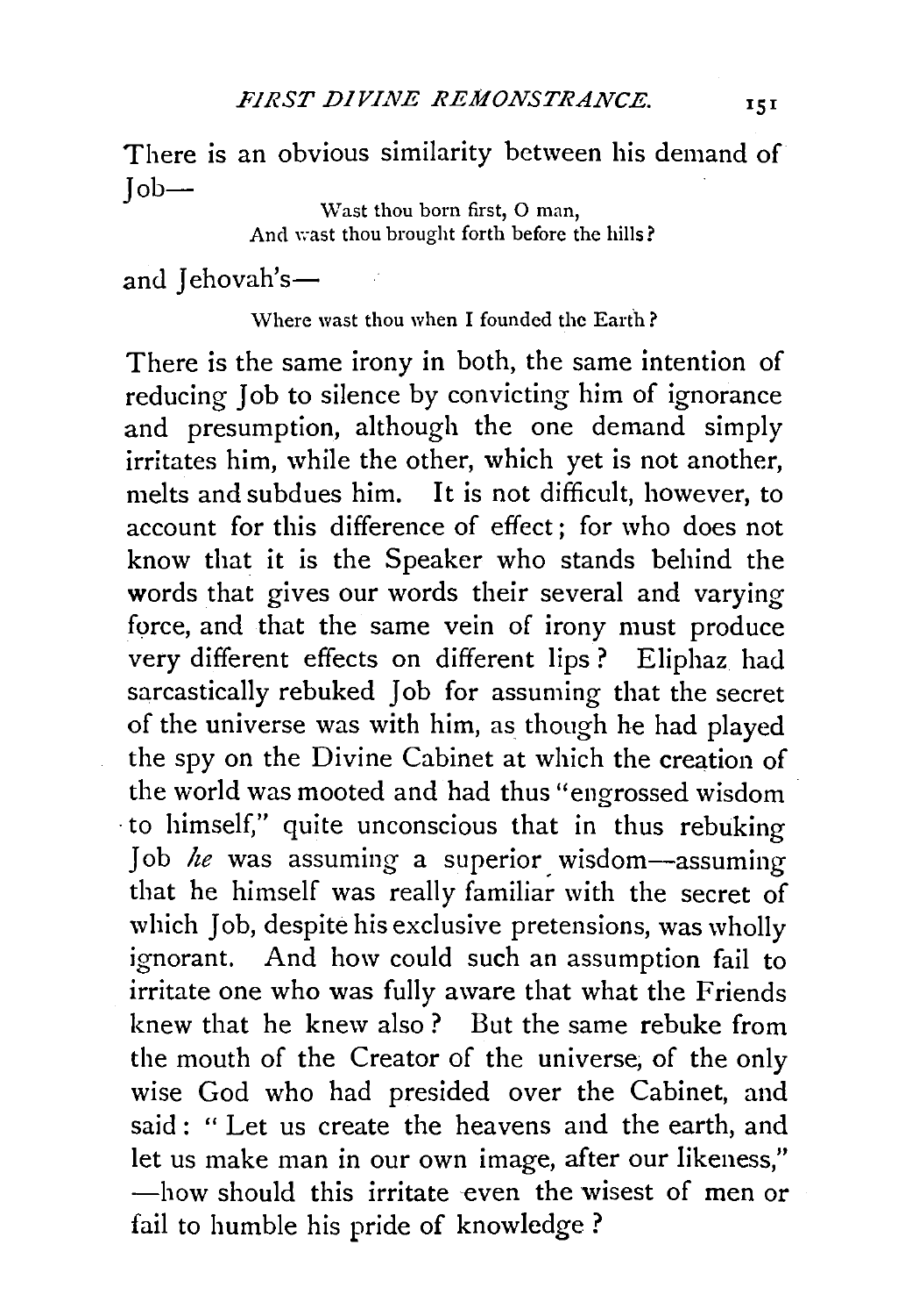There is an obvious similarity between his demand of Job—

> Wast thou born first, O man,
> And wast thou brought forth before the hills?

and Jehovah's—

> Where wast thou when I founded the Earth?

There is the same irony in both, the same intention of reducing Job to silence by convicting him of ignorance and presumption, although the one demand simply irritates him, while the other, which yet is not another, melts and subdues him. It is not difficult, however, to account for this difference of effect; for who does not know that it is the Speaker who stands behind the words that gives our words their several and varying force, and that the same vein of irony must produce very different effects on different lips? Eliphaz had sarcastically rebuked Job for assuming that the secret of the universe was with him, as though he had played the spy on the Divine Cabinet at which the creation of the world was mooted and had thus "engrossed wisdom to himself," quite unconscious that in thus rebuking Job *he* was assuming a superior wisdom—assuming that he himself was really familiar with the secret of which Job, despite his exclusive pretensions, was wholly ignorant. And how could such an assumption fail to irritate one who was fully aware that what the Friends knew that he knew also? But the same rebuke from the mouth of the Creator of the universe, of the only wise God who had presided over the Cabinet, and said: "Let us create the heavens and the earth, and let us make man in our own image, after our likeness," —how should this irritate even the wisest of men or fail to humble his pride of knowledge?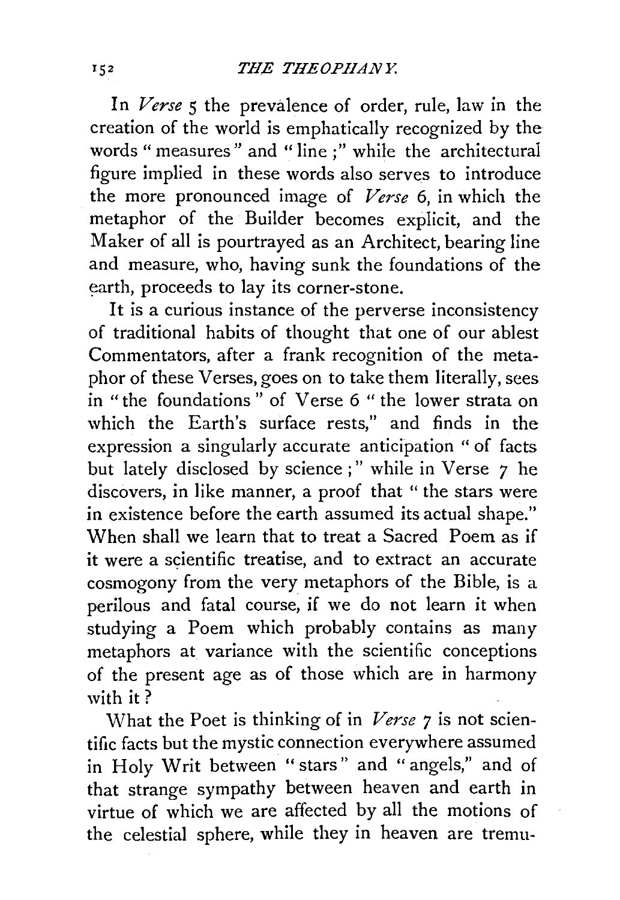In *Verse* 5 the prevalence of order, rule, law in the creation of the world is emphatically recognized by the words "measures" and "line;" while the architectural figure implied in these words also serves to introduce the more pronounced image of *Verse* 6, in which the metaphor of the Builder becomes explicit, and the Maker of all is pourtrayed as an Architect, bearing line and measure, who, having sunk the foundations of the earth, proceeds to lay its corner-stone.

It is a curious instance of the perverse inconsistency of traditional habits of thought that one of our ablest Commentators, after a frank recognition of the metaphor of these Verses, goes on to take them literally, sees in "the foundations" of Verse 6 "the lower strata on which the Earth's surface rests," and finds in the expression a singularly accurate anticipation "of facts but lately disclosed by science;" while in Verse 7 he discovers, in like manner, a proof that "the stars were in existence before the earth assumed its actual shape." When shall we learn that to treat a Sacred Poem as if it were a scientific treatise, and to extract an accurate cosmogony from the very metaphors of the Bible, is a perilous and fatal course, if we do not learn it when studying a Poem which probably contains as many metaphors at variance with the scientific conceptions of the present age as of those which are in harmony with it?

What the Poet is thinking of in *Verse* 7 is not scientific facts but the mystic connection everywhere assumed in Holy Writ between "stars" and "angels," and of that strange sympathy between heaven and earth in virtue of which we are affected by all the motions of the celestial sphere, while they in heaven are tremu-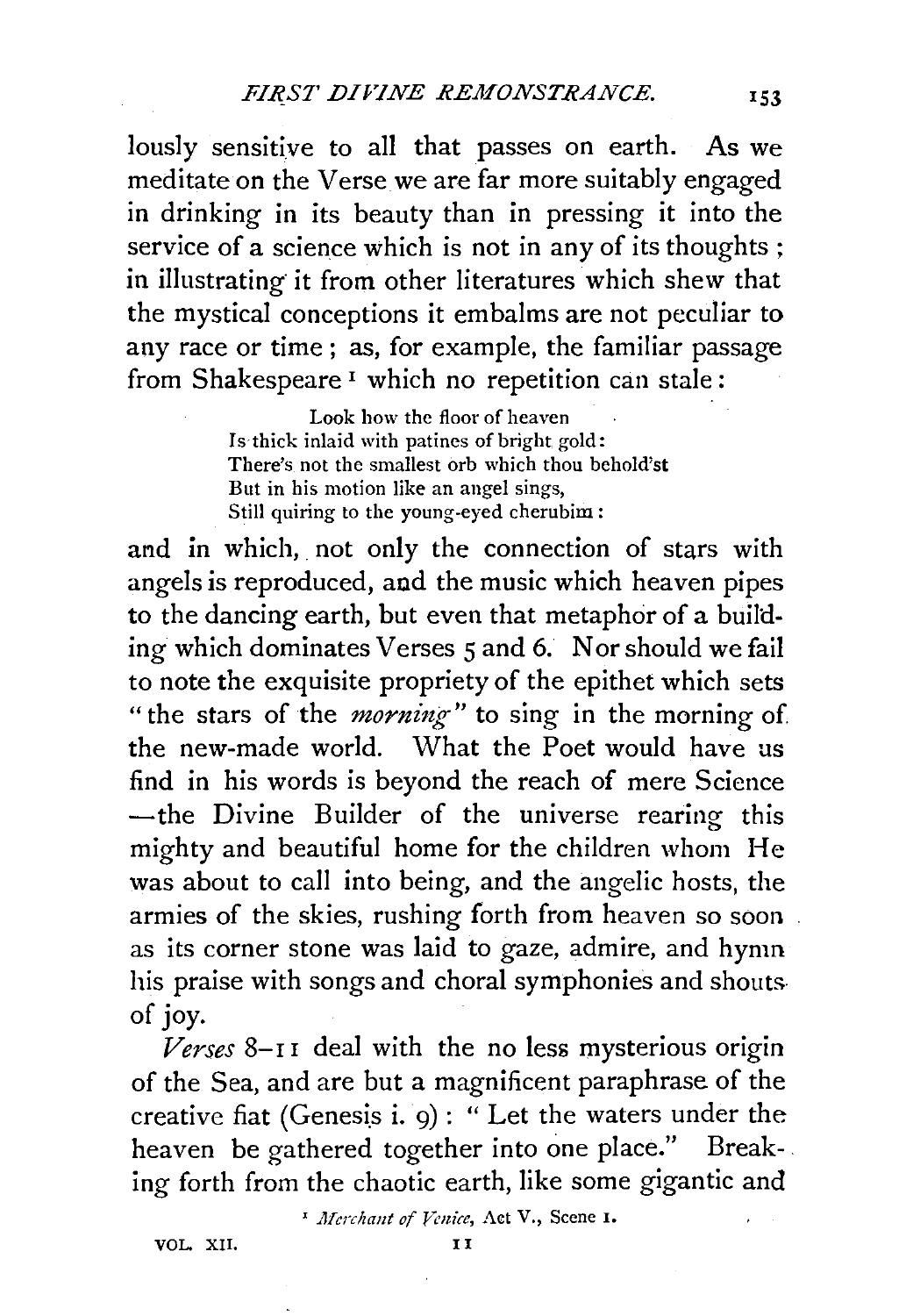lously sensitive to all that passes on earth. As we meditate on the Verse we are far more suitably engaged in drinking in its beauty than in pressing it into the service of a science which is not in any of its thoughts; in illustrating it from other literatures which shew that the mystical conceptions it embalms are not peculiar to any race or time; as, for example, the familiar passage from Shakespeare [1] which no repetition can stale:

> Look how the floor of heaven
> Is thick inlaid with patines of bright gold:
> There's not the smallest orb which thou behold'st
> But in his motion like an angel sings,
> Still quiring to the young-eyed cherubim:

and in which, not only the connection of stars with angels is reproduced, and the music which heaven pipes to the dancing earth, but even that metaphor of a building which dominates Verses 5 and 6. Nor should we fail to note the exquisite propriety of the epithet which sets "the stars of the *morning*" to sing in the morning of the new-made world. What the Poet would have us find in his words is beyond the reach of mere Science—the Divine Builder of the universe rearing this mighty and beautiful home for the children whom He was about to call into being, and the angelic hosts, the armies of the skies, rushing forth from heaven so soon as its corner stone was laid to gaze, admire, and hymn his praise with songs and choral symphonies and shouts of joy.

*Verses* 8–11 deal with the no less mysterious origin of the Sea, and are but a magnificent paraphrase of the creative fiat (Genesis i. 9): "Let the waters under the heaven be gathered together into one place." Breaking forth from the chaotic earth, like some gigantic and

[1] *Merchant of Venice*, Act V., Scene 1.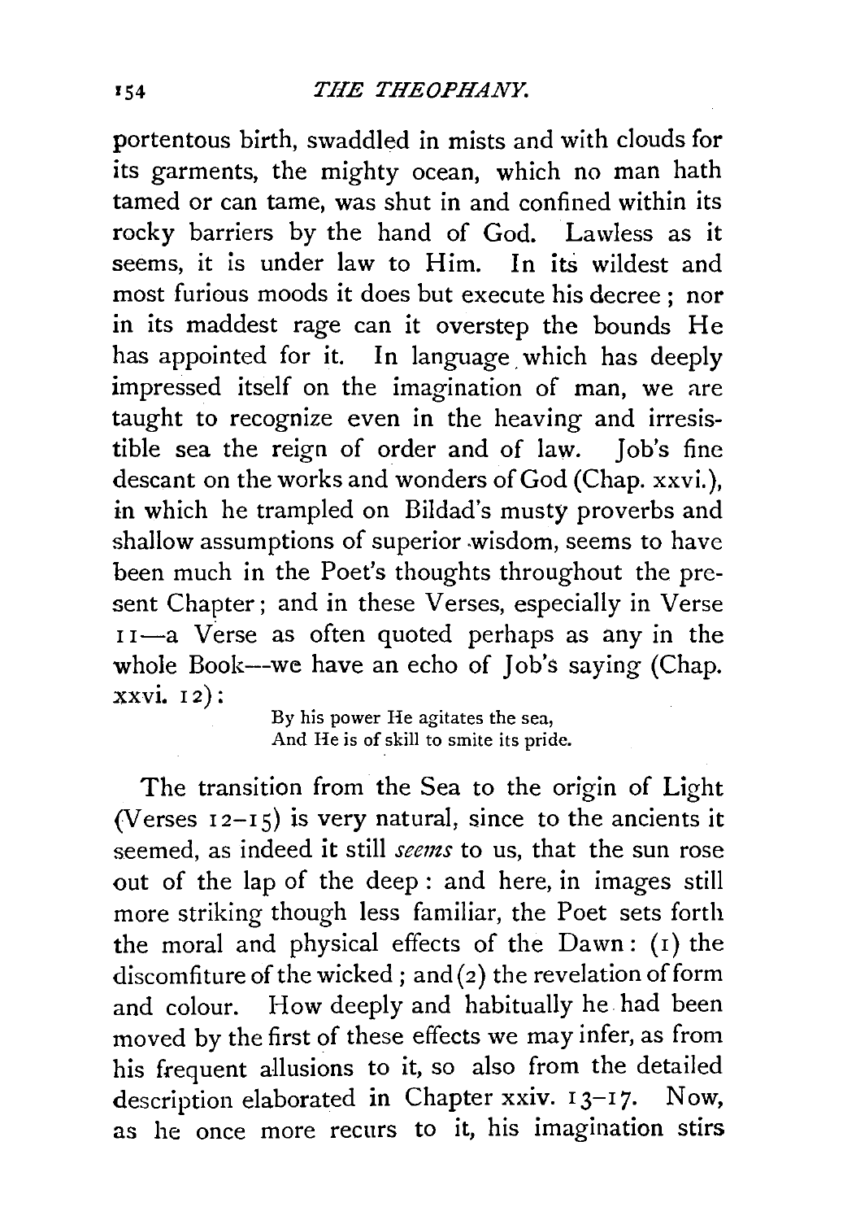portentous birth, swaddled in mists and with clouds for its garments, the mighty ocean, which no man hath tamed or can tame, was shut in and confined within its rocky barriers by the hand of God. Lawless as it seems, it is under law to Him. In its wildest and most furious moods it does but execute his decree; nor in its maddest rage can it overstep the bounds He has appointed for it. In language which has deeply impressed itself on the imagination of man, we are taught to recognize even in the heaving and irresistible sea the reign of order and of law. Job's fine descant on the works and wonders of God (Chap. xxvi.), in which he trampled on Bildad's musty proverbs and shallow assumptions of superior wisdom, seems to have been much in the Poet's thoughts throughout the present Chapter; and in these Verses, especially in Verse 11—a Verse as often quoted perhaps as any in the whole Book—we have an echo of Job's saying (Chap. xxvi. 12):

> By his power He agitates the sea,
> And He is of skill to smite its pride.

The transition from the Sea to the origin of Light (Verses 12–15) is very natural, since to the ancients it seemed, as indeed it still *seems* to us, that the sun rose out of the lap of the deep: and here, in images still more striking though less familiar, the Poet sets forth the moral and physical effects of the Dawn: (1) the discomfiture of the wicked; and (2) the revelation of form and colour. How deeply and habitually he had been moved by the first of these effects we may infer, as from his frequent allusions to it, so also from the detailed description elaborated in Chapter xxiv. 13–17. Now, as he once more recurs to it, his imagination stirs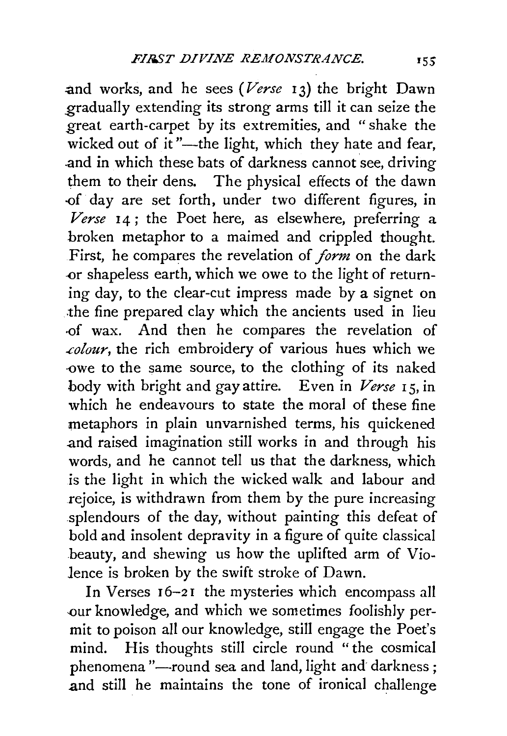and works, and he sees (*Verse* 13) the bright Dawn gradually extending its strong arms till it can seize the great earth-carpet by its extremities, and "shake the wicked out of it"—the light, which they hate and fear, and in which these bats of darkness cannot see, driving them to their dens. The physical effects of the dawn of day are set forth, under two different figures, in *Verse* 14; the Poet here, as elsewhere, preferring a broken metaphor to a maimed and crippled thought. First, he compares the revelation of *form* on the dark or shapeless earth, which we owe to the light of returning day, to the clear-cut impress made by a signet on the fine prepared clay which the ancients used in lieu of wax. And then he compares the revelation of *colour*, the rich embroidery of various hues which we owe to the same source, to the clothing of its naked body with bright and gay attire. Even in *Verse* 15, in which he endeavours to state the moral of these fine metaphors in plain unvarnished terms, his quickened and raised imagination still works in and through his words, and he cannot tell us that the darkness, which is the light in which the wicked walk and labour and rejoice, is withdrawn from them by the pure increasing splendours of the day, without painting this defeat of bold and insolent depravity in a figure of quite classical beauty, and shewing us how the uplifted arm of Violence is broken by the swift stroke of Dawn.

In Verses 16–21 the mysteries which encompass all our knowledge, and which we sometimes foolishly permit to poison all our knowledge, still engage the Poet's mind. His thoughts still circle round "the cosmical phenomena"—round sea and land, light and darkness; and still he maintains the tone of ironical challenge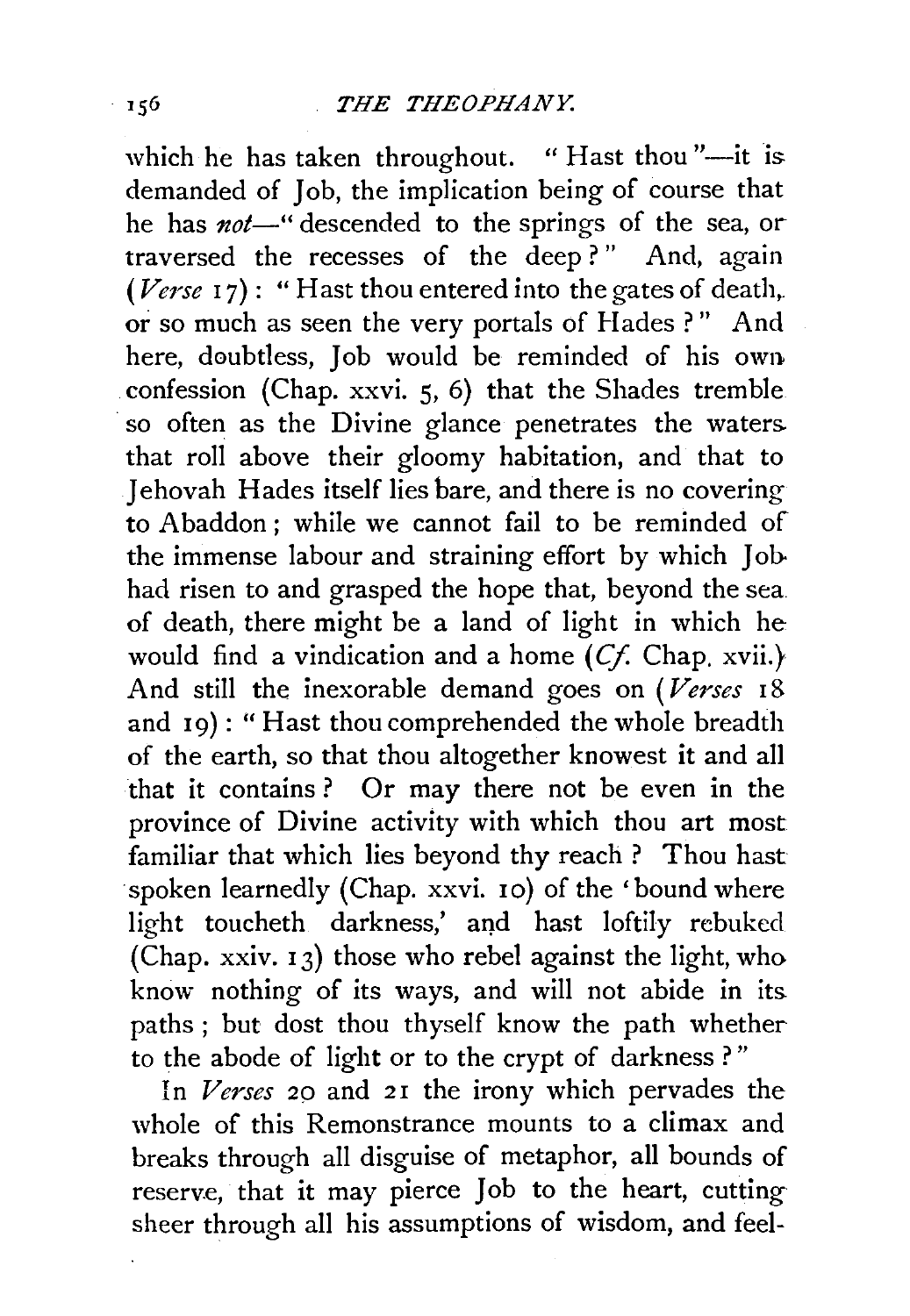which he has taken throughout. "Hast thou"—it is demanded of Job, the implication being of course that he has *not*—"descended to the springs of the sea, or traversed the recesses of the deep?" And, again (*Verse* 17): "Hast thou entered into the gates of death, or so much as seen the very portals of Hades?" And here, doubtless, Job would be reminded of his own confession (Chap. xxvi. 5, 6) that the Shades tremble so often as the Divine glance penetrates the waters that roll above their gloomy habitation, and that to Jehovah Hades itself lies bare, and there is no covering to Abaddon; while we cannot fail to be reminded of the immense labour and straining effort by which Job had risen to and grasped the hope that, beyond the sea of death, there might be a land of light in which he would find a vindication and a home (*Cf.* Chap. xvii.) And still the inexorable demand goes on (*Verses* 18 and 19): "Hast thou comprehended the whole breadth of the earth, so that thou altogether knowest it and all that it contains? Or may there not be even in the province of Divine activity with which thou art most familiar that which lies beyond thy reach? Thou hast spoken learnedly (Chap. xxvi. 10) of the 'bound where light toucheth darkness,' and hast loftily rebuked (Chap. xxiv. 13) those who rebel against the light, who know nothing of its ways, and will not abide in its paths; but dost thou thyself know the path whether to the abode of light or to the crypt of darkness?"

In *Verses* 20 and 21 the irony which pervades the whole of this Remonstrance mounts to a climax and breaks through all disguise of metaphor, all bounds of reserve, that it may pierce Job to the heart, cutting sheer through all his assumptions of wisdom, and feel-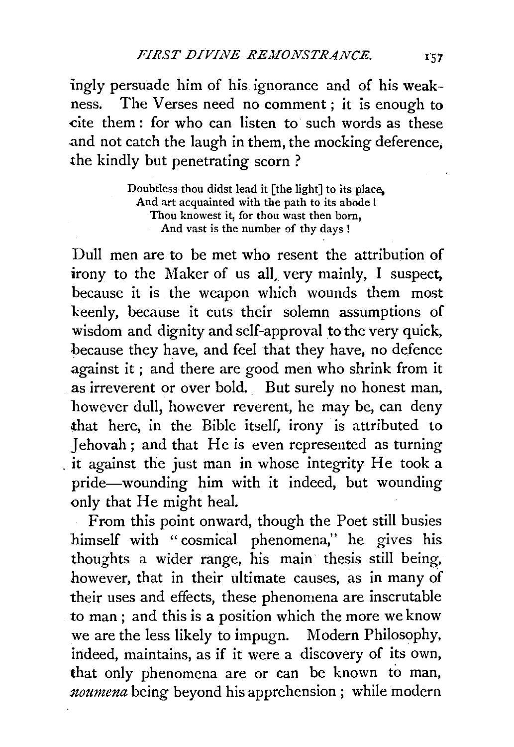ingly persuade him of his ignorance and of his weakness. The Verses need no comment; it is enough to cite them: for who can listen to such words as these and not catch the laugh in them, the mocking deference, the kindly but penetrating scorn?

> Doubtless thou didst lead it [the light] to its place,
> And art acquainted with the path to its abode!
> Thou knowest it, for thou wast then born,
> And vast is the number of thy days!

Dull men are to be met who resent the attribution of irony to the Maker of us all, very mainly, I suspect, because it is the weapon which wounds them most keenly, because it cuts their solemn assumptions of wisdom and dignity and self-approval to the very quick, because they have, and feel that they have, no defence against it; and there are good men who shrink from it as irreverent or over bold. But surely no honest man, however dull, however reverent, he may be, can deny that here, in the Bible itself, irony is attributed to Jehovah; and that He is even represented as turning it against the just man in whose integrity He took a pride—wounding him with it indeed, but wounding only that He might heal.

From this point onward, though the Poet still busies himself with "cosmical phenomena," he gives his thoughts a wider range, his main thesis still being, however, that in their ultimate causes, as in many of their uses and effects, these phenomena are inscrutable to man; and this is a position which the more we know we are the less likely to impugn. Modern Philosophy, indeed, maintains, as if it were a discovery of its own, that only phenomena are or can be known to man, *noumena* being beyond his apprehension; while modern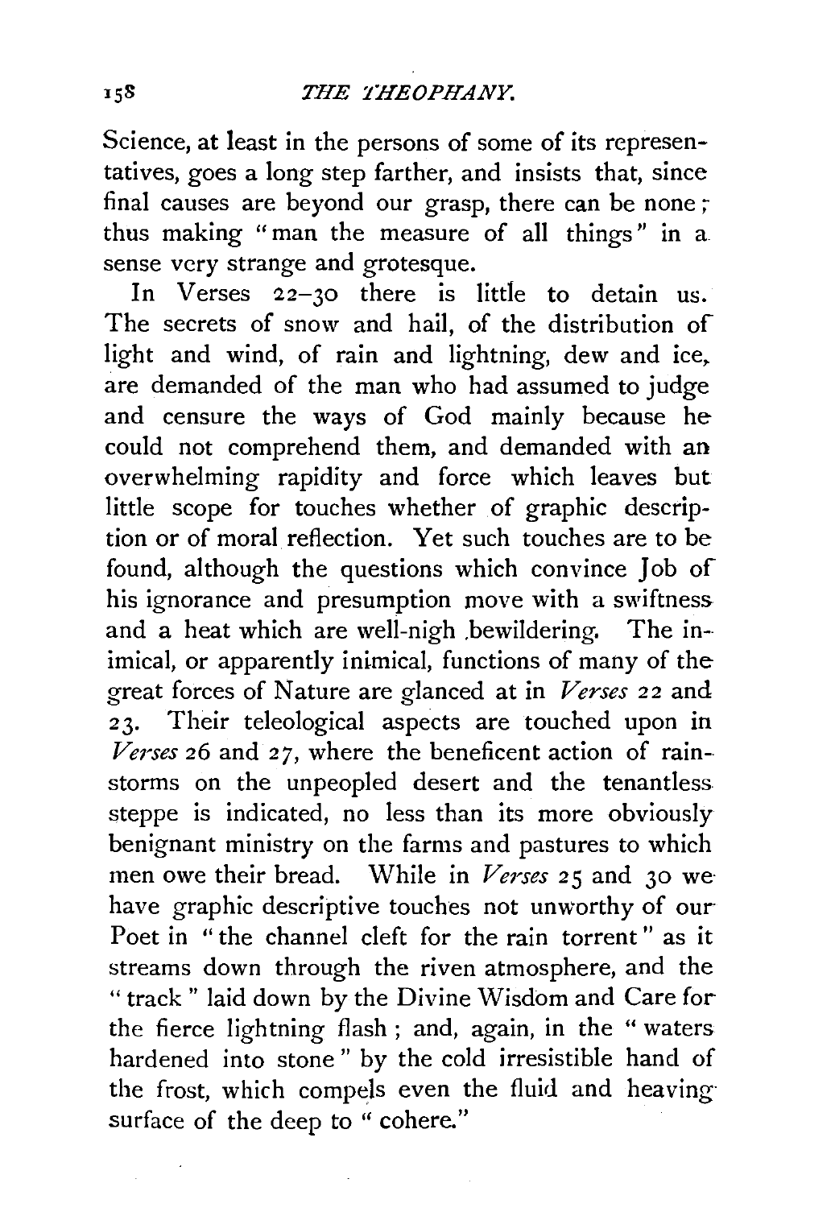Science, at least in the persons of some of its representatives, goes a long step farther, and insists that, since final causes are beyond our grasp, there can be none; thus making "man the measure of all things" in a sense very strange and grotesque.

In Verses 22–30 there is little to detain us. The secrets of snow and hail, of the distribution of light and wind, of rain and lightning, dew and ice, are demanded of the man who had assumed to judge and censure the ways of God mainly because he could not comprehend them, and demanded with an overwhelming rapidity and force which leaves but little scope for touches whether of graphic description or of moral reflection. Yet such touches are to be found, although the questions which convince Job of his ignorance and presumption move with a swiftness and a heat which are well-nigh bewildering. The inimical, or apparently inimical, functions of many of the great forces of Nature are glanced at in *Verses* 22 and 23. Their teleological aspects are touched upon in *Verses* 26 and 27, where the beneficent action of rain-storms on the unpeopled desert and the tenantless steppe is indicated, no less than its more obviously benignant ministry on the farms and pastures to which men owe their bread. While in *Verses* 25 and 30 we have graphic descriptive touches not unworthy of our Poet in "the channel cleft for the rain torrent" as it streams down through the riven atmosphere, and the "track" laid down by the Divine Wisdom and Care for the fierce lightning flash; and, again, in the "waters hardened into stone" by the cold irresistible hand of the frost, which compels even the fluid and heaving surface of the deep to "cohere."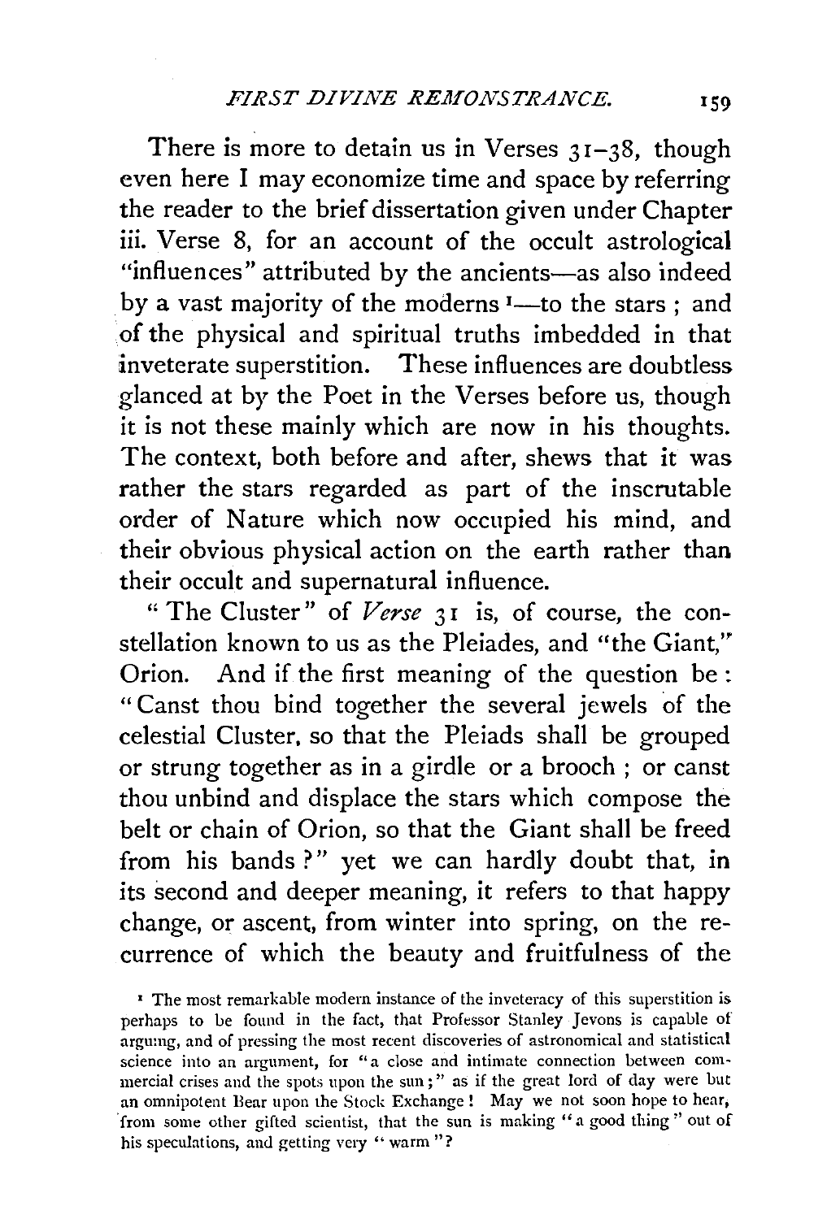There is more to detain us in Verses 31–38, though even here I may economize time and space by referring the reader to the brief dissertation given under Chapter iii. Verse 8, for an account of the occult astrological "influences" attributed by the ancients—as also indeed by a vast majority of the moderns [1]—to the stars; and of the physical and spiritual truths imbedded in that inveterate superstition. These influences are doubtless glanced at by the Poet in the Verses before us, though it is not these mainly which are now in his thoughts. The context, both before and after, shews that it was rather the stars regarded as part of the inscrutable order of Nature which now occupied his mind, and their obvious physical action on the earth rather than their occult and supernatural influence.

"The Cluster" of *Verse* 31 is, of course, the constellation known to us as the Pleiades, and "the Giant," Orion. And if the first meaning of the question be: "Canst thou bind together the several jewels of the celestial Cluster, so that the Pleiads shall be grouped or strung together as in a girdle or a brooch; or canst thou unbind and displace the stars which compose the belt or chain of Orion, so that the Giant shall be freed from his bands?" yet we can hardly doubt that, in its second and deeper meaning, it refers to that happy change, or ascent, from winter into spring, on the recurrence of which the beauty and fruitfulness of the

[1] The most remarkable modern instance of the inveteracy of this superstition is perhaps to be found in the fact, that Professor Stanley Jevons is capable of arguing, and of pressing the most recent discoveries of astronomical and statistical science into an argument, for "a close and intimate connection between commercial crises and the spots upon the sun;" as if the great lord of day were but an omnipotent Bear upon the Stock Exchange! May we not soon hope to hear, from some other gifted scientist, that the sun is making "a good thing" out of his speculations, and getting very "warm"?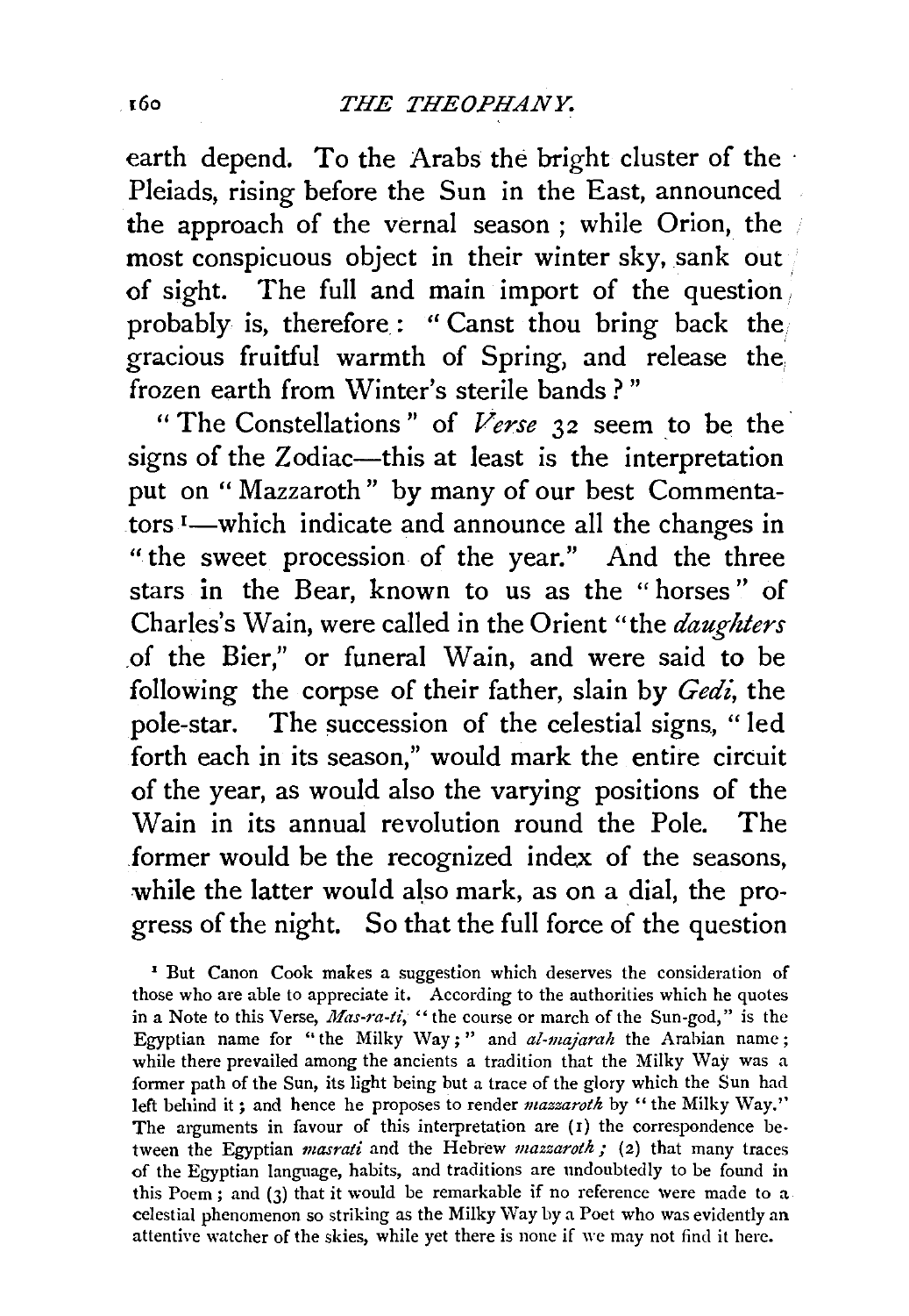earth depend. To the Arabs the bright cluster of the Pleiads, rising before the Sun in the East, announced the approach of the vernal season; while Orion, the most conspicuous object in their winter sky, sank out of sight. The full and main import of the question probably is, therefore: "Canst thou bring back the gracious fruitful warmth of Spring, and release the frozen earth from Winter's sterile bands?"

"The Constellations" of *Verse* 32 seem to be the signs of the Zodiac—this at least is the interpretation put on "Mazzaroth" by many of our best Commentators[1]—which indicate and announce all the changes in "the sweet procession of the year." And the three stars in the Bear, known to us as the "horses" of Charles's Wain, were called in the Orient "the *daughters* of the Bier," or funeral Wain, and were said to be following the corpse of their father, slain by *Gedi*, the pole-star. The succession of the celestial signs, "led forth each in its season," would mark the entire circuit of the year, as would also the varying positions of the Wain in its annual revolution round the Pole. The former would be the recognized index of the seasons, while the latter would also mark, as on a dial, the progress of the night. So that the full force of the question

[1] But Canon Cook makes a suggestion which deserves the consideration of those who are able to appreciate it. According to the authorities which he quotes in a Note to this Verse, *Mas-ra-ti*, "the course or march of the Sun-god," is the Egyptian name for "the Milky Way;" and *al-majarah* the Arabian name; while there prevailed among the ancients a tradition that the Milky Way was a former path of the Sun, its light being but a trace of the glory which the Sun had left behind it; and hence he proposes to render *mazzaroth* by "the Milky Way." The arguments in favour of this interpretation are (1) the correspondence between the Egyptian *masrati* and the Hebrew *mazzaroth;* (2) that many traces of the Egyptian language, habits, and traditions are undoubtedly to be found in this Poem; and (3) that it would be remarkable if no reference were made to a celestial phenomenon so striking as the Milky Way by a Poet who was evidently an attentive watcher of the skies, while yet there is none if we may not find it here.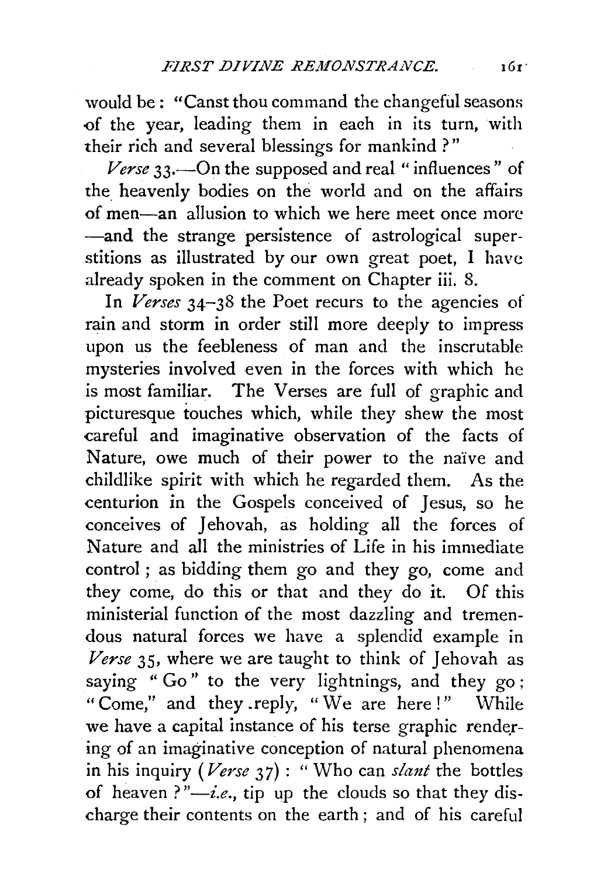would be: "Canst thou command the changeful seasons of the year, leading them in each in its turn, with their rich and several blessings for mankind?"

*Verse* 33.—On the supposed and real "influences" of the heavenly bodies on the world and on the affairs of men—an allusion to which we here meet once more—and the strange persistence of astrological superstitions as illustrated by our own great poet, I have already spoken in the comment on Chapter iii. 8.

In *Verses* 34–38 the Poet recurs to the agencies of rain and storm in order still more deeply to impress upon us the feebleness of man and the inscrutable mysteries involved even in the forces with which he is most familiar. The Verses are full of graphic and picturesque touches which, while they shew the most careful and imaginative observation of the facts of Nature, owe much of their power to the naïve and childlike spirit with which he regarded them. As the centurion in the Gospels conceived of Jesus, so he conceives of Jehovah, as holding all the forces of Nature and all the ministries of Life in his immediate control; as bidding them go and they go, come and they come, do this or that and they do it. Of this ministerial function of the most dazzling and tremendous natural forces we have a splendid example in *Verse* 35, where we are taught to think of Jehovah as saying "Go" to the very lightnings, and they go; "Come," and they reply, "We are here!" While we have a capital instance of his terse graphic rendering of an imaginative conception of natural phenomena in his inquiry (*Verse* 37): "Who can *slant* the bottles of heaven?"—*i.e.*, tip up the clouds so that they discharge their contents on the earth; and of his careful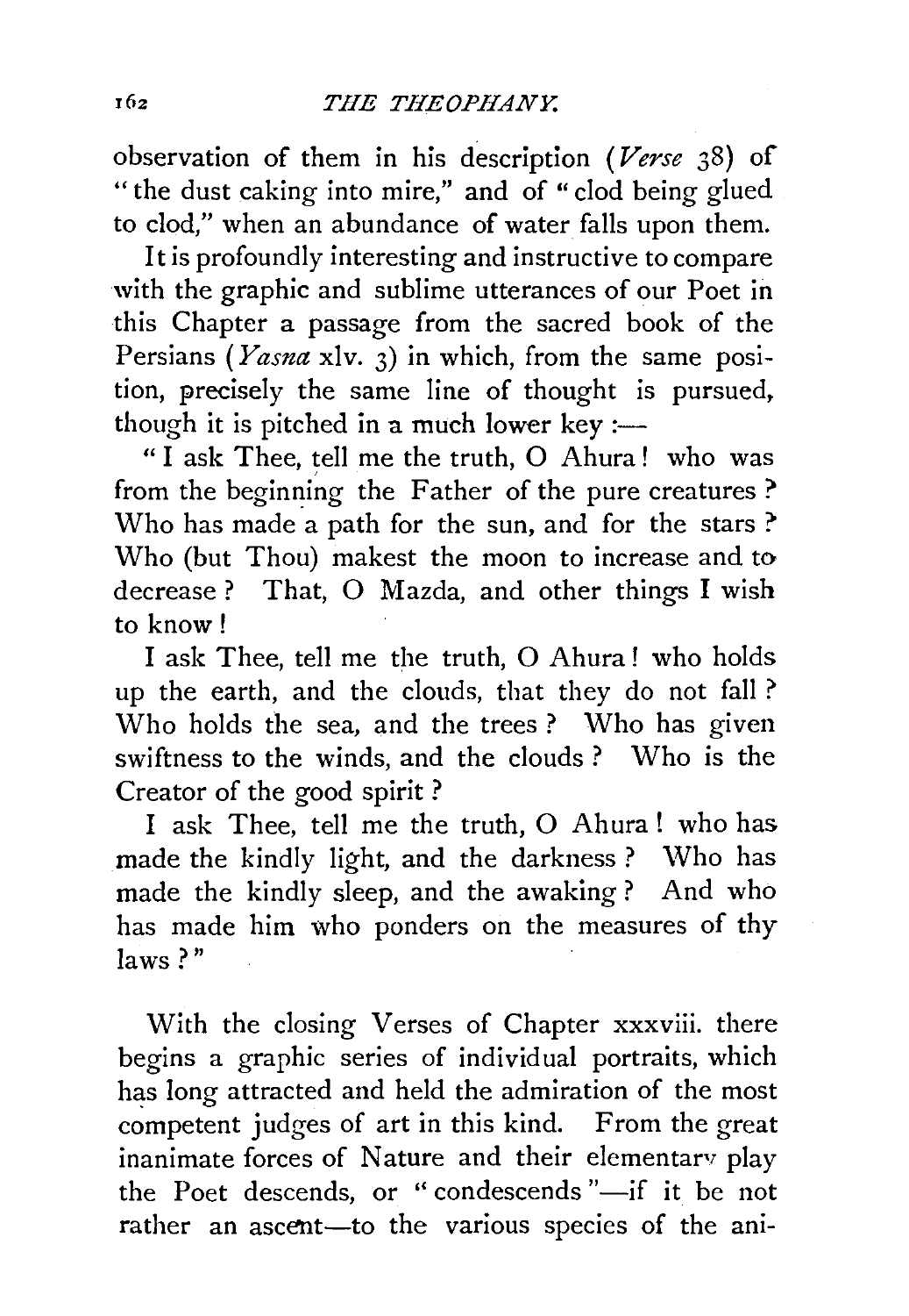observation of them in his description (*Verse* 38) of "the dust caking into mire," and of "clod being glued to clod," when an abundance of water falls upon them.

It is profoundly interesting and instructive to compare with the graphic and sublime utterances of our Poet in this Chapter a passage from the sacred book of the Persians (*Yasna* xlv. 3) in which, from the same position, precisely the same line of thought is pursued, though it is pitched in a much lower key :—

"I ask Thee, tell me the truth, O Ahura! who was from the beginning the Father of the pure creatures? Who has made a path for the sun, and for the stars? Who (but Thou) makest the moon to increase and to decrease? That, O Mazda, and other things I wish to know!

I ask Thee, tell me the truth, O Ahura! who holds up the earth, and the clouds, that they do not fall? Who holds the sea, and the trees? Who has given swiftness to the winds, and the clouds? Who is the Creator of the good spirit?

I ask Thee, tell me the truth, O Ahura! who has made the kindly light, and the darkness? Who has made the kindly sleep, and the awaking? And who has made him who ponders on the measures of thy laws?"

With the closing Verses of Chapter xxxviii. there begins a graphic series of individual portraits, which has long attracted and held the admiration of the most competent judges of art in this kind. From the great inanimate forces of Nature and their elementary play the Poet descends, or "condescends"—if it be not rather an ascent—to the various species of the ani-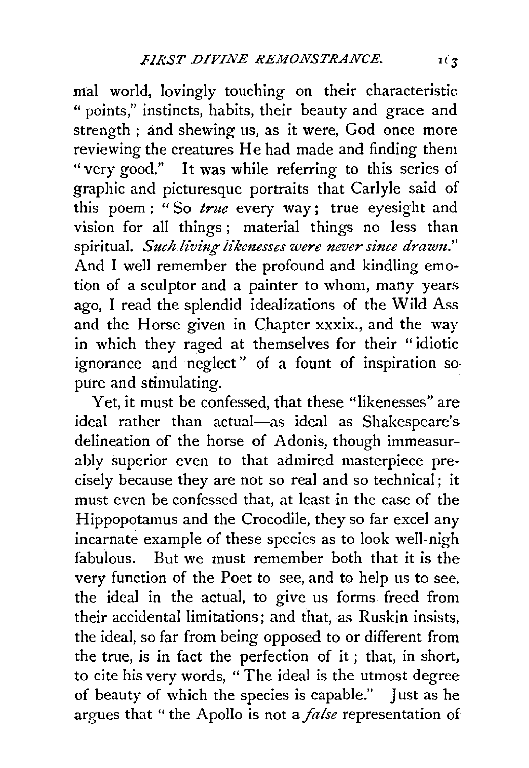mal world, lovingly touching on their characteristic "points," instincts, habits, their beauty and grace and strength; and shewing us, as it were, God once more reviewing the creatures He had made and finding them "very good." It was while referring to this series of graphic and picturesque portraits that Carlyle said of this poem: "So *true* every way; true eyesight and vision for all things; material things no less than spiritual. *Such living likenesses were never since drawn.*" And I well remember the profound and kindling emotion of a sculptor and a painter to whom, many years ago, I read the splendid idealizations of the Wild Ass and the Horse given in Chapter xxxix., and the way in which they raged at themselves for their "idiotic ignorance and neglect" of a fount of inspiration so pure and stimulating.

Yet, it must be confessed, that these "likenesses" are ideal rather than actual—as ideal as Shakespeare's delineation of the horse of Adonis, though immeasurably superior even to that admired masterpiece precisely because they are not so real and so technical; it must even be confessed that, at least in the case of the Hippopotamus and the Crocodile, they so far excel any incarnate example of these species as to look well-nigh fabulous. But we must remember both that it is the very function of the Poet to see, and to help us to see, the ideal in the actual, to give us forms freed from their accidental limitations; and that, as Ruskin insists, the ideal, so far from being opposed to or different from the true, is in fact the perfection of it; that, in short, to cite his very words, "The ideal is the utmost degree of beauty of which the species is capable." Just as he argues that "the Apollo is not a *false* representation of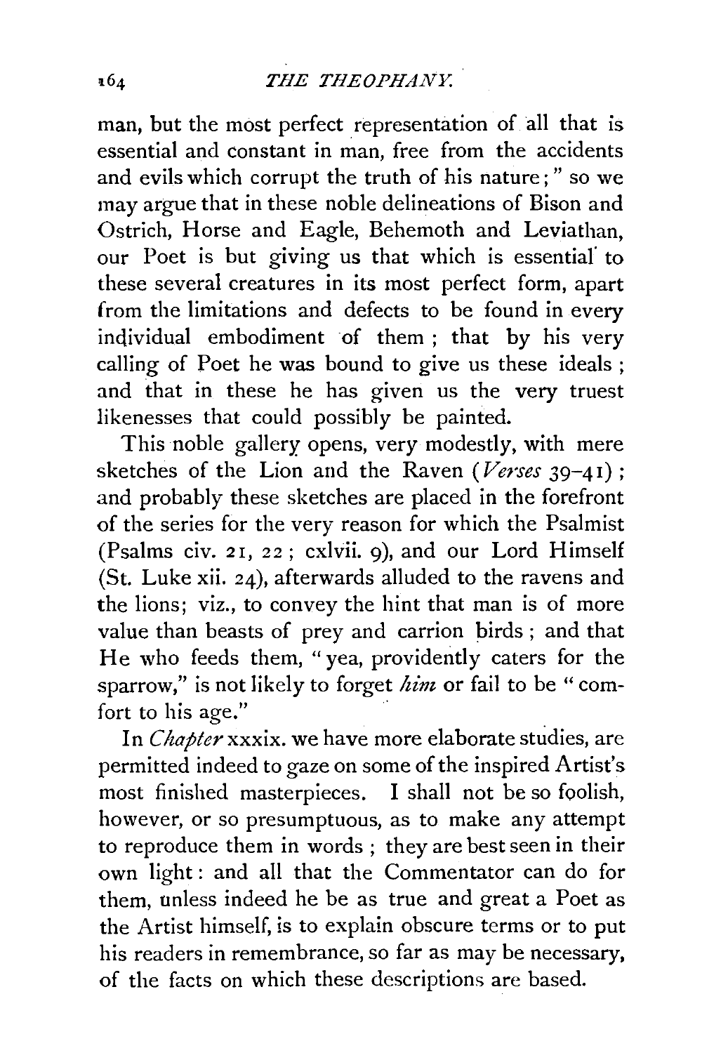man, but the most perfect representation of all that is essential and constant in man, free from the accidents and evils which corrupt the truth of his nature;" so we may argue that in these noble delineations of Bison and Ostrich, Horse and Eagle, Behemoth and Leviathan, our Poet is but giving us that which is essential to these several creatures in its most perfect form, apart from the limitations and defects to be found in every individual embodiment of them; that by his very calling of Poet he was bound to give us these ideals; and that in these he has given us the very truest likenesses that could possibly be painted.

This noble gallery opens, very modestly, with mere sketches of the Lion and the Raven (*Verses* 39–41); and probably these sketches are placed in the forefront of the series for the very reason for which the Psalmist (Psalms civ. 21, 22; cxlvii. 9), and our Lord Himself (St. Luke xii. 24), afterwards alluded to the ravens and the lions; viz., to convey the hint that man is of more value than beasts of prey and carrion birds; and that He who feeds them, "yea, providently caters for the sparrow," is not likely to forget *him* or fail to be "comfort to his age."

In *Chapter* xxxix. we have more elaborate studies, are permitted indeed to gaze on some of the inspired Artist's most finished masterpieces. I shall not be so foolish, however, or so presumptuous, as to make any attempt to reproduce them in words; they are best seen in their own light: and all that the Commentator can do for them, unless indeed he be as true and great a Poet as the Artist himself, is to explain obscure terms or to put his readers in remembrance, so far as may be necessary, of the facts on which these descriptions are based.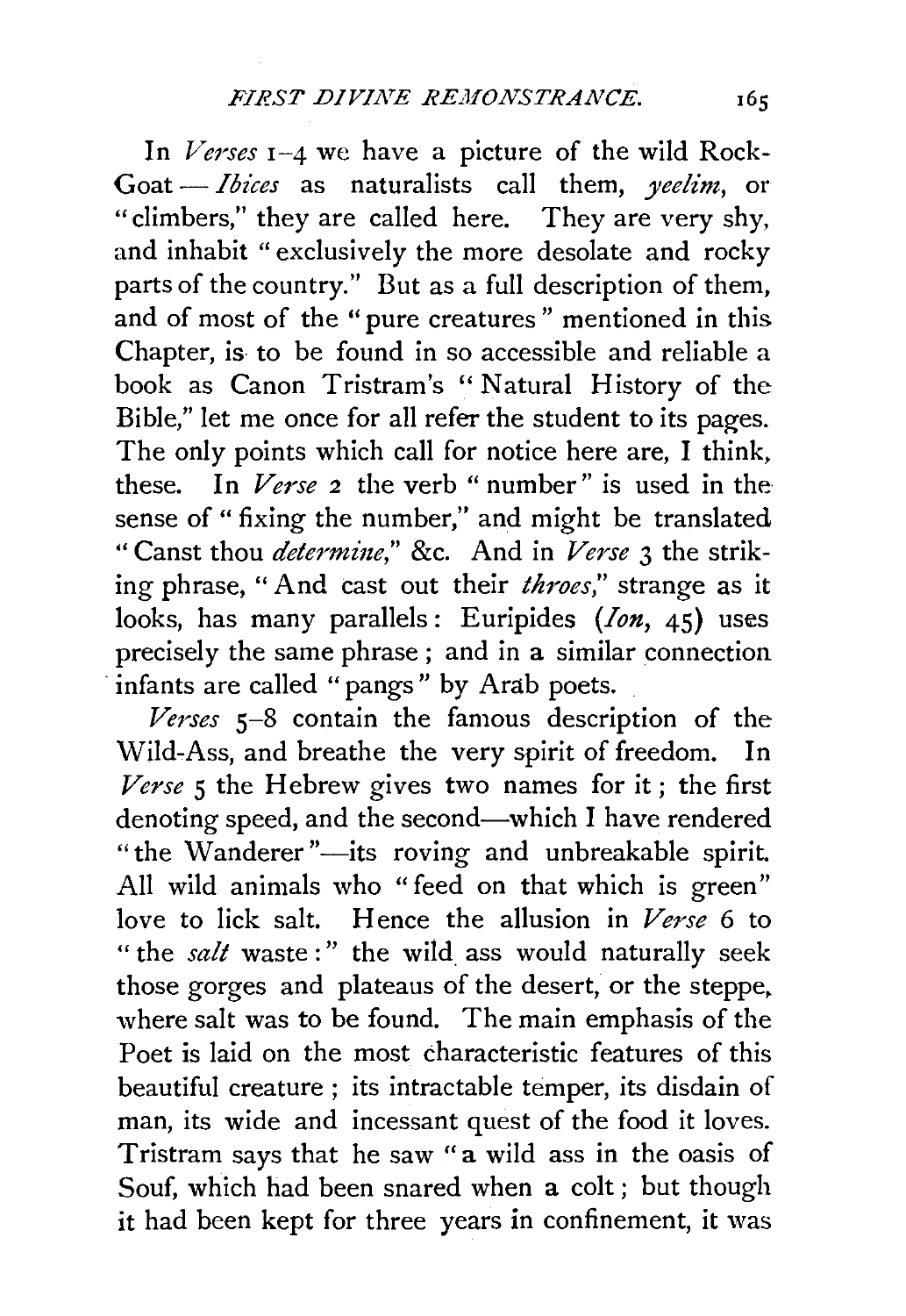In *Verses* 1–4 we have a picture of the wild Rock-Goat — *Ibices* as naturalists call them, *yeelim*, or "climbers," they are called here. They are very shy, and inhabit "exclusively the more desolate and rocky parts of the country." But as a full description of them, and of most of the "pure creatures" mentioned in this Chapter, is to be found in so accessible and reliable a book as Canon Tristram's "Natural History of the Bible," let me once for all refer the student to its pages. The only points which call for notice here are, I think, these. In *Verse* 2 the verb "number" is used in the sense of "fixing the number," and might be translated "Canst thou *determine*," &c. And in *Verse* 3 the striking phrase, "And cast out their *throes*," strange as it looks, has many parallels: Euripides (*Ion*, 45) uses precisely the same phrase; and in a similar connection infants are called "pangs" by Arab poets.

*Verses* 5–8 contain the famous description of the Wild-Ass, and breathe the very spirit of freedom. In *Verse* 5 the Hebrew gives two names for it; the first denoting speed, and the second—which I have rendered "the Wanderer"—its roving and unbreakable spirit. All wild animals who "feed on that which is green" love to lick salt. Hence the allusion in *Verse* 6 to "the *salt* waste:" the wild ass would naturally seek those gorges and plateaus of the desert, or the steppe, where salt was to be found. The main emphasis of the Poet is laid on the most characteristic features of this beautiful creature; its intractable temper, its disdain of man, its wide and incessant quest of the food it loves. Tristram says that he saw "a wild ass in the oasis of Souf, which had been snared when a colt; but though it had been kept for three years in confinement, it was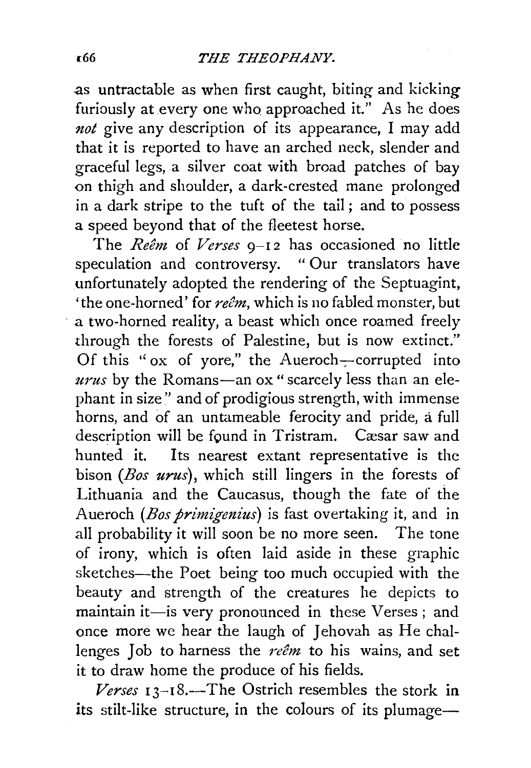as untractable as when first caught, biting and kicking furiously at every one who approached it." As he does *not* give any description of its appearance, I may add that it is reported to have an arched neck, slender and graceful legs, a silver coat with broad patches of bay on thigh and shoulder, a dark-crested mane prolonged in a dark stripe to the tuft of the tail; and to possess a speed beyond that of the fleetest horse.

The *Reêm* of *Verses* 9–12 has occasioned no little speculation and controversy. "Our translators have unfortunately adopted the rendering of the Septuagint, 'the one-horned' for *reêm*, which is no fabled monster, but a two-horned reality, a beast which once roamed freely through the forests of Palestine, but is now extinct." Of this "ox of yore," the Aueroch—corrupted into *urus* by the Romans—an ox "scarcely less than an elephant in size" and of prodigious strength, with immense horns, and of an untameable ferocity and pride, a full description will be found in Tristram. Cæsar saw and hunted it. Its nearest extant representative is the bison (*Bos urus*), which still lingers in the forests of Lithuania and the Caucasus, though the fate of the Aueroch (*Bos primigenius*) is fast overtaking it, and in all probability it will soon be no more seen. The tone of irony, which is often laid aside in these graphic sketches—the Poet being too much occupied with the beauty and strength of the creatures he depicts to maintain it—is very pronounced in these Verses; and once more we hear the laugh of Jehovah as He challenges Job to harness the *reêm* to his wains, and set it to draw home the produce of his fields.

*Verses* 13–18.—The Ostrich resembles the stork in its stilt-like structure, in the colours of its plumage—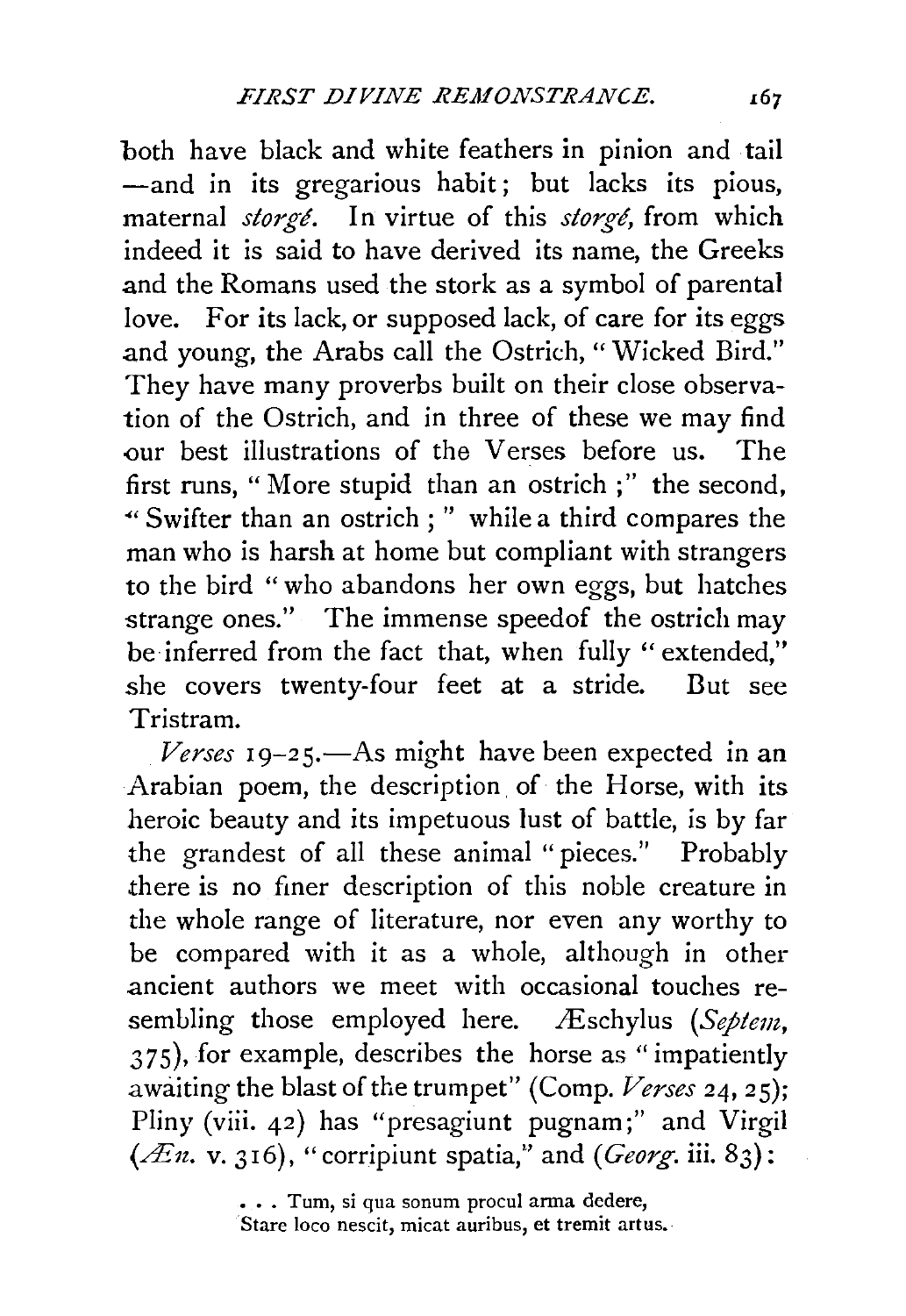both have black and white feathers in pinion and tail —and in its gregarious habit; but lacks its pious, maternal *storgé*. In virtue of this *storgé*, from which indeed it is said to have derived its name, the Greeks and the Romans used the stork as a symbol of parental love. For its lack, or supposed lack, of care for its eggs and young, the Arabs call the Ostrich, "Wicked Bird." They have many proverbs built on their close observation of the Ostrich, and in three of these we may find our best illustrations of the Verses before us. The first runs, "More stupid than an ostrich;" the second, "Swifter than an ostrich;" while a third compares the man who is harsh at home but compliant with strangers to the bird "who abandons her own eggs, but hatches strange ones." The immense speedof the ostrich may be inferred from the fact that, when fully "extended," she covers twenty-four feet at a stride. But see Tristram.

*Verses* 19–25.—As might have been expected in an Arabian poem, the description of the Horse, with its heroic beauty and its impetuous lust of battle, is by far the grandest of all these animal "pieces." Probably there is no finer description of this noble creature in the whole range of literature, nor even any worthy to be compared with it as a whole, although in other ancient authors we meet with occasional touches resembling those employed here. Æschylus (*Septem*, 375), for example, describes the horse as "impatiently awaiting the blast of the trumpet" (Comp. *Verses* 24, 25); Pliny (viii. 42) has "presagiunt pugnam;" and Virgil (*Æn.* v. 316), "corripiunt spatia," and (*Georg.* iii. 83):

> . . . Tum, si qua sonum procul arma dedere,
> Stare loco nescit, micat auribus, et tremit artus.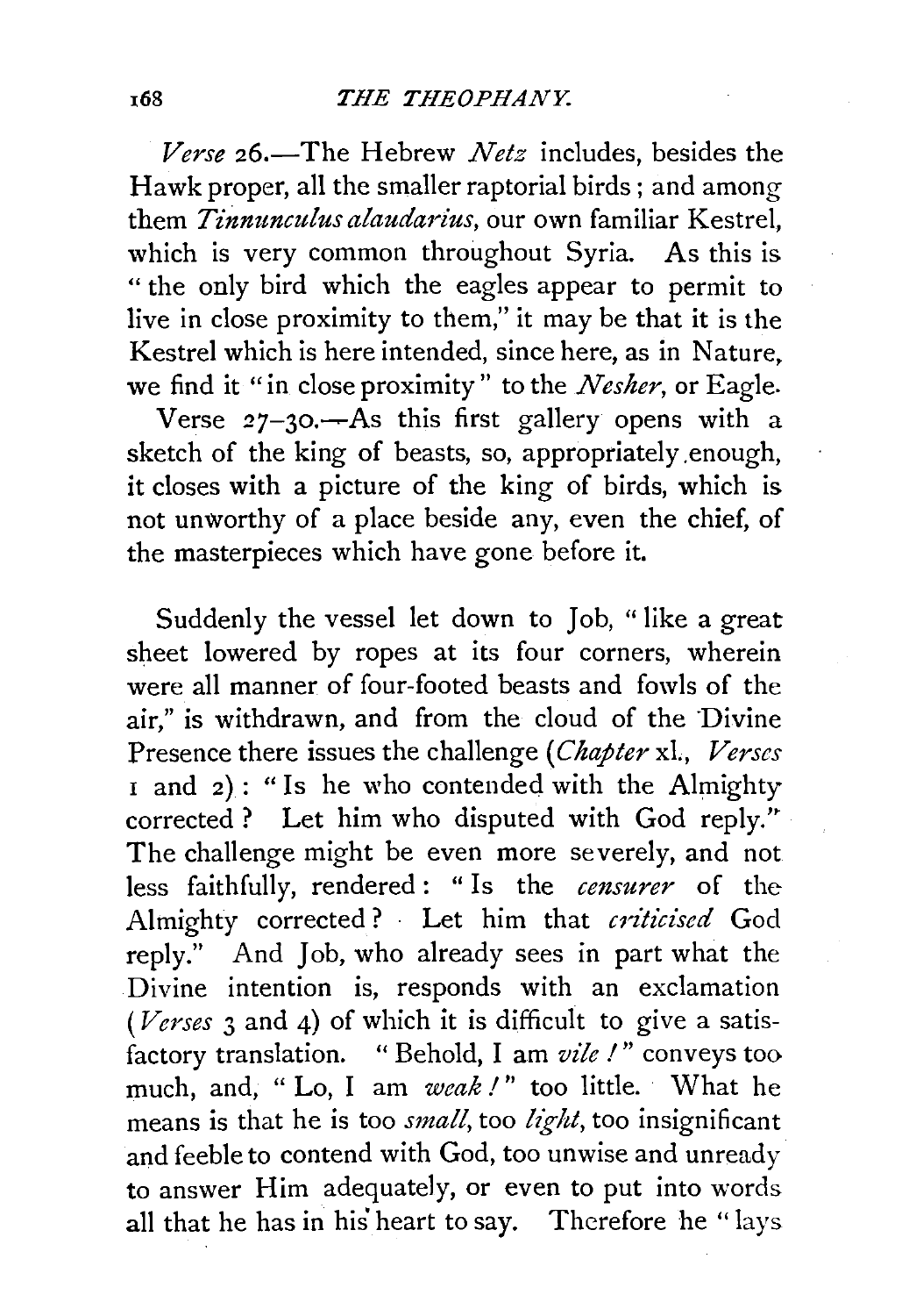*Verse* 26.—The Hebrew *Netz* includes, besides the Hawk proper, all the smaller raptorial birds; and among them *Tinnunculus alaudarius*, our own familiar Kestrel, which is very common throughout Syria. As this is "the only bird which the eagles appear to permit to live in close proximity to them," it may be that it is the Kestrel which is here intended, since here, as in Nature, we find it "in close proximity" to the *Nesher*, or Eagle.

Verse 27–30.—As this first gallery opens with a sketch of the king of beasts, so, appropriately enough, it closes with a picture of the king of birds, which is not unworthy of a place beside any, even the chief, of the masterpieces which have gone before it.

Suddenly the vessel let down to Job, "like a great sheet lowered by ropes at its four corners, wherein were all manner of four-footed beasts and fowls of the air," is withdrawn, and from the cloud of the Divine Presence there issues the challenge (*Chapter* xl., *Verses* 1 and 2): "Is he who contended with the Almighty corrected? Let him who disputed with God reply." The challenge might be even more severely, and not less faithfully, rendered: "Is the *censurer* of the Almighty corrected? Let him that *criticised* God reply." And Job, who already sees in part what the Divine intention is, responds with an exclamation (*Verses* 3 and 4) of which it is difficult to give a satisfactory translation. "Behold, I am *vile!*" conveys too much, and, "Lo, I am *weak!*" too little. What he means is that he is too *small*, too *light*, too insignificant and feeble to contend with God, too unwise and unready to answer Him adequately, or even to put into words all that he has in his heart to say. Therefore he "lays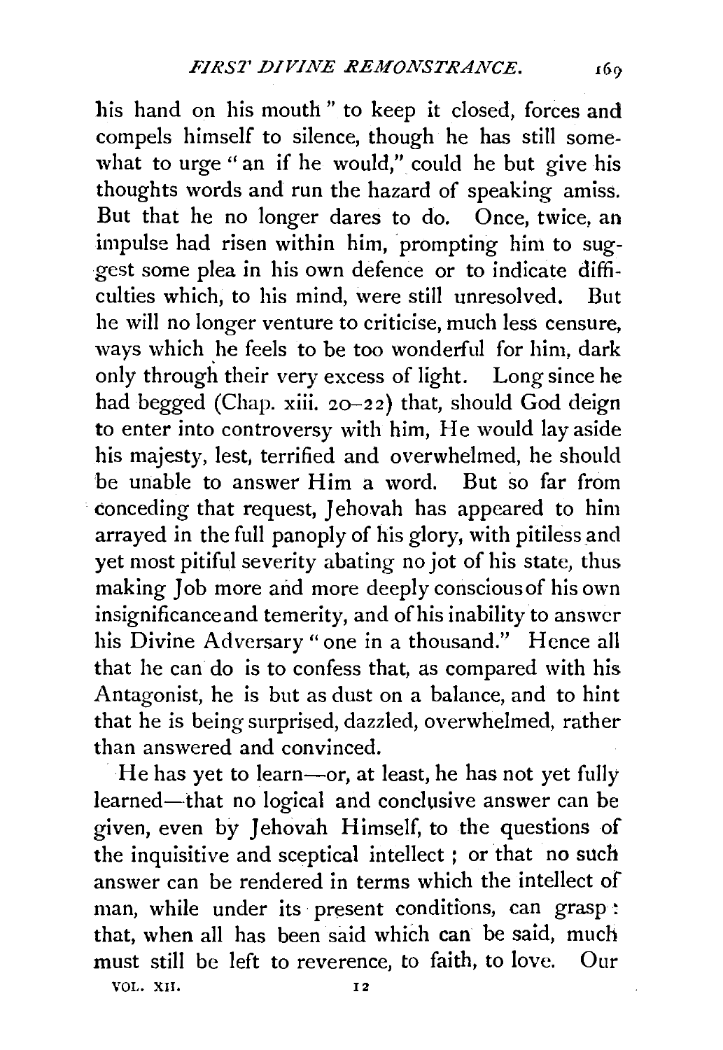his hand on his mouth" to keep it closed, forces and compels himself to silence, though he has still somewhat to urge "an if he would," could he but give his thoughts words and run the hazard of speaking amiss. But that he no longer dares to do. Once, twice, an impulse had risen within him, prompting him to suggest some plea in his own defence or to indicate difficulties which, to his mind, were still unresolved. But he will no longer venture to criticise, much less censure, ways which he feels to be too wonderful for him, dark only through their very excess of light. Long since he had begged (Chap. xiii. 20–22) that, should God deign to enter into controversy with him, He would lay aside his majesty, lest, terrified and overwhelmed, he should be unable to answer Him a word. But so far from conceding that request, Jehovah has appeared to him arrayed in the full panoply of his glory, with pitiless and yet most pitiful severity abating no jot of his state, thus making Job more and more deeply conscious of his own insignificance and temerity, and of his inability to answer his Divine Adversary "one in a thousand." Hence all that he can do is to confess that, as compared with his Antagonist, he is but as dust on a balance, and to hint that he is being surprised, dazzled, overwhelmed, rather than answered and convinced.

He has yet to learn—or, at least, he has not yet fully learned—that no logical and conclusive answer can be given, even by Jehovah Himself, to the questions of the inquisitive and sceptical intellect; or that no such answer can be rendered in terms which the intellect of man, while under its present conditions, can grasp: that, when all has been said which can be said, much must still be left to reverence, to faith, to love. Our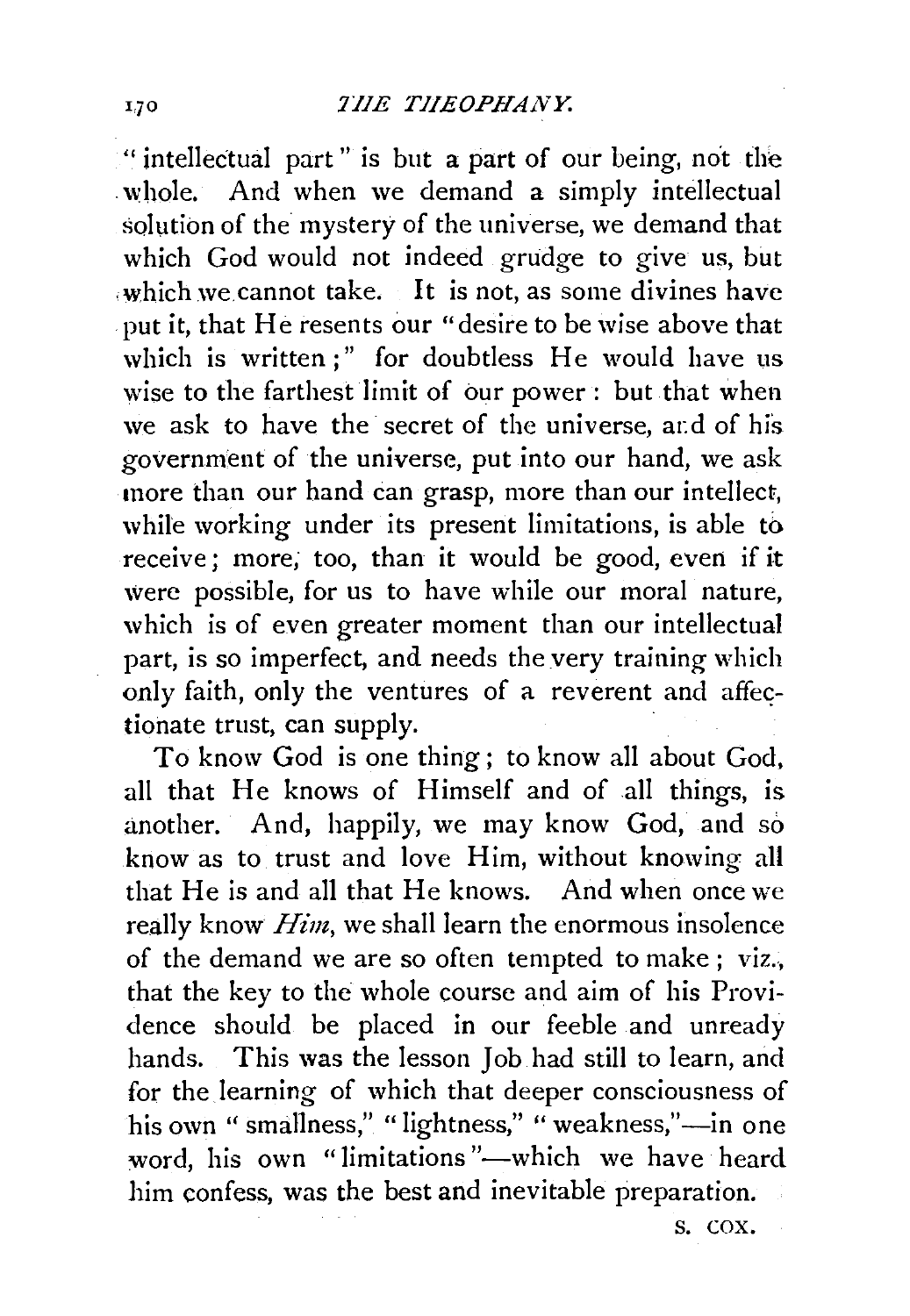"intellectual part" is but a part of our being, not the whole. And when we demand a simply intellectual solution of the mystery of the universe, we demand that which God would not indeed grudge to give us, but which we cannot take. It is not, as some divines have put it, that He resents our "desire to be wise above that which is written;" for doubtless He would have us wise to the farthest limit of our power: but that when we ask to have the secret of the universe, and of his government of the universe, put into our hand, we ask more than our hand can grasp, more than our intellect, while working under its present limitations, is able to receive; more, too, than it would be good, even if it were possible, for us to have while our moral nature, which is of even greater moment than our intellectual part, is so imperfect, and needs the very training which only faith, only the ventures of a reverent and affectionate trust, can supply.

To know God is one thing; to know all about God, all that He knows of Himself and of all things, is another. And, happily, we may know God, and so know as to trust and love Him, without knowing all that He is and all that He knows. And when once we really know *Him*, we shall learn the enormous insolence of the demand we are so often tempted to make; viz., that the key to the whole course and aim of his Providence should be placed in our feeble and unready hands. This was the lesson Job had still to learn, and for the learning of which that deeper consciousness of his own "smallness," "lightness," "weakness,"—in one word, his own "limitations"—which we have heard him confess, was the best and inevitable preparation.

S. COX.